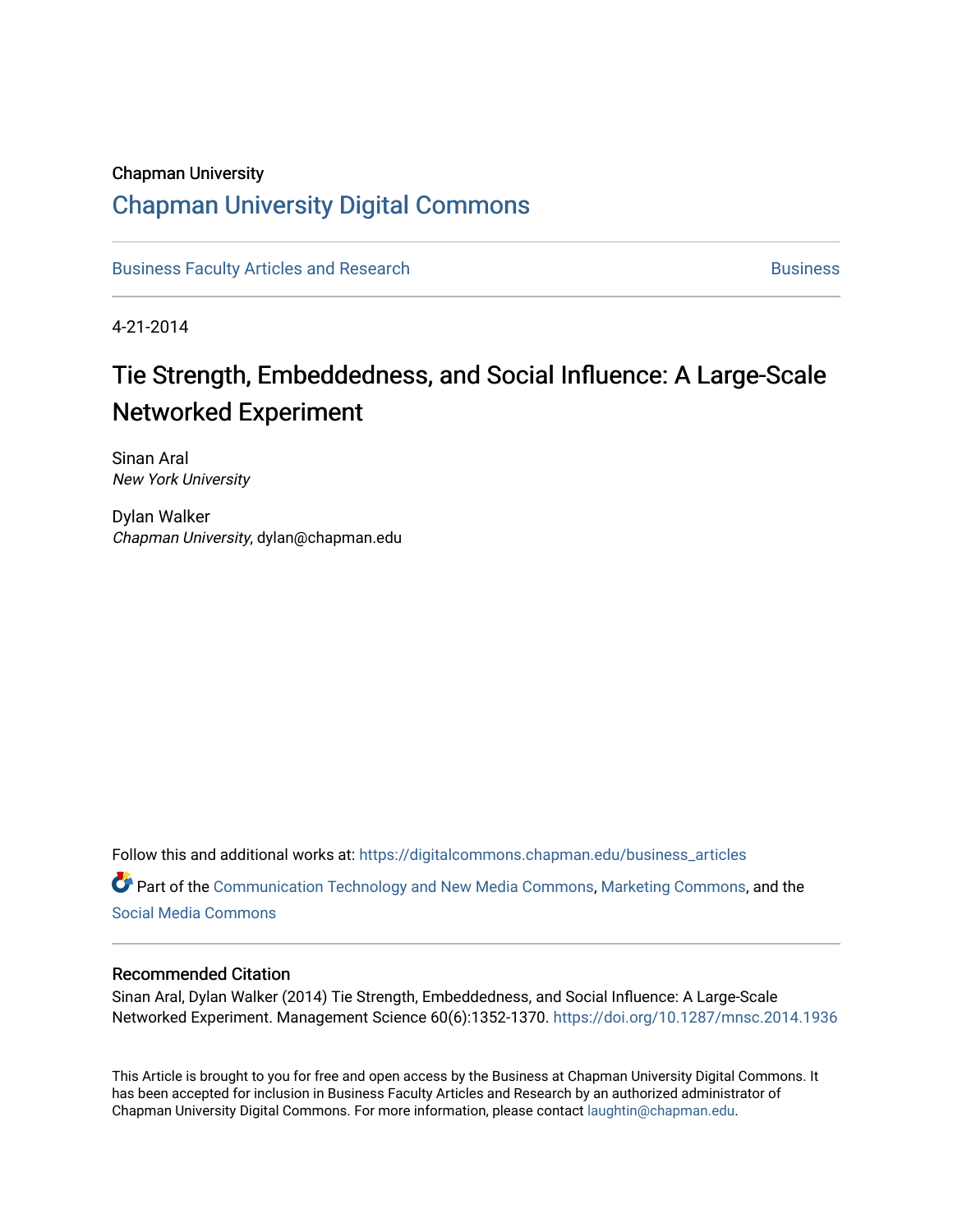Chapman University

## Chapman University Digital Commons

Business Faculty Articles and Research | Business

4-21-2014

# Tie Strength, Embeddedness, and Social Influence: A Large-Scale Networked Experiment

Sinan Aral
*New York University*

Dylan Walker
*Chapman University*, dylan@chapman.edu

Follow this and additional works at: https://digitalcommons.chapman.edu/business_articles

Part of the Communication Technology and New Media Commons, Marketing Commons, and the Social Media Commons

### Recommended Citation

Sinan Aral, Dylan Walker (2014) Tie Strength, Embeddedness, and Social Influence: A Large-Scale Networked Experiment. Management Science 60(6):1352-1370. https://doi.org/10.1287/mnsc.2014.1936

This Article is brought to you for free and open access by the Business at Chapman University Digital Commons. It has been accepted for inclusion in Business Faculty Articles and Research by an authorized administrator of Chapman University Digital Commons. For more information, please contact laughtin@chapman.edu.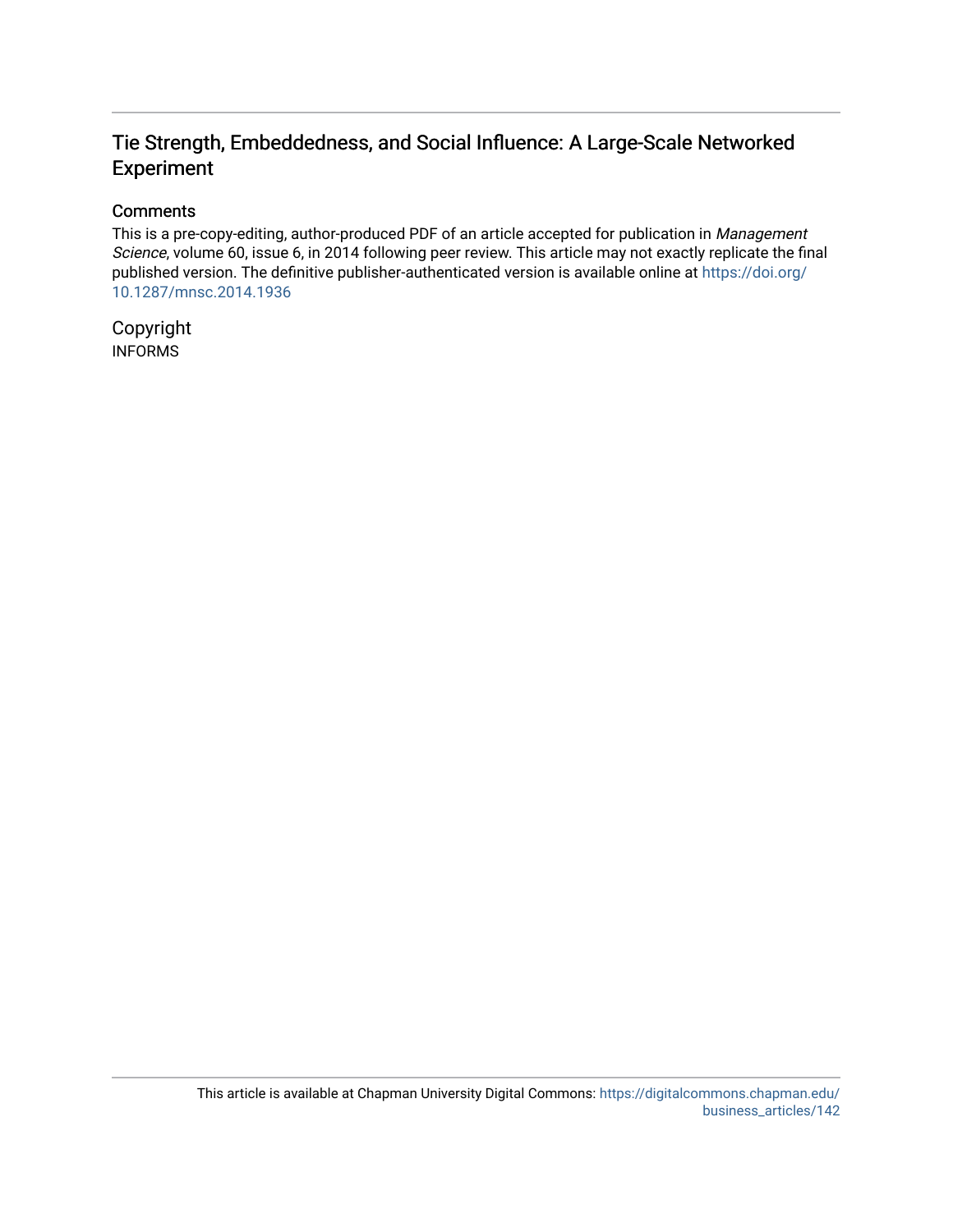## Tie Strength, Embeddedness, and Social Influence: A Large-Scale Networked Experiment

### Comments

This is a pre-copy-editing, author-produced PDF of an article accepted for publication in *Management Science*, volume 60, issue 6, in 2014 following peer review. This article may not exactly replicate the final published version. The definitive publisher-authenticated version is available online at https://doi.org/10.1287/mnsc.2014.1936

### Copyright

INFORMS

This article is available at Chapman University Digital Commons: https://digitalcommons.chapman.edu/business_articles/142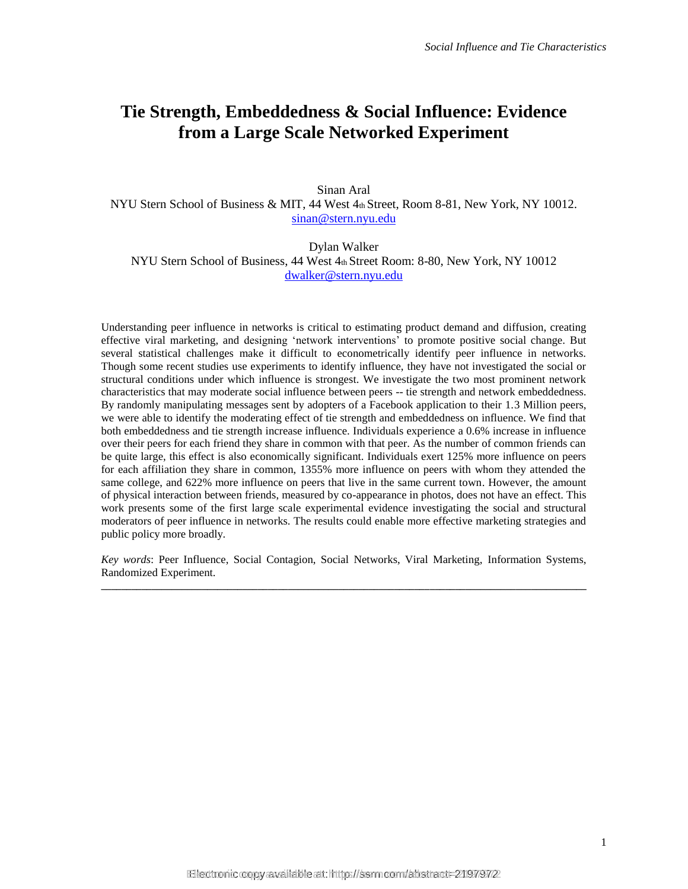# Tie Strength, Embeddedness & Social Influence: Evidence from a Large Scale Networked Experiment

Sinan Aral
NYU Stern School of Business & MIT, 44 West 4th Street, Room 8-81, New York, NY 10012.
sinan@stern.nyu.edu

Dylan Walker
NYU Stern School of Business, 44 West 4th Street Room: 8-80, New York, NY 10012
dwalker@stern.nyu.edu

Understanding peer influence in networks is critical to estimating product demand and diffusion, creating effective viral marketing, and designing 'network interventions' to promote positive social change. But several statistical challenges make it difficult to econometrically identify peer influence in networks. Though some recent studies use experiments to identify influence, they have not investigated the social or structural conditions under which influence is strongest. We investigate the two most prominent network characteristics that may moderate social influence between peers -- tie strength and network embeddedness. By randomly manipulating messages sent by adopters of a Facebook application to their 1.3 Million peers, we were able to identify the moderating effect of tie strength and embeddedness on influence. We find that both embeddedness and tie strength increase influence. Individuals experience a 0.6% increase in influence over their peers for each friend they share in common with that peer. As the number of common friends can be quite large, this effect is also economically significant. Individuals exert 125% more influence on peers for each affiliation they share in common, 1355% more influence on peers with whom they attended the same college, and 622% more influence on peers that live in the same current town. However, the amount of physical interaction between friends, measured by co-appearance in photos, does not have an effect. This work presents some of the first large scale experimental evidence investigating the social and structural moderators of peer influence in networks. The results could enable more effective marketing strategies and public policy more broadly.

*Key words*: Peer Influence, Social Contagion, Social Networks, Viral Marketing, Information Systems, Randomized Experiment.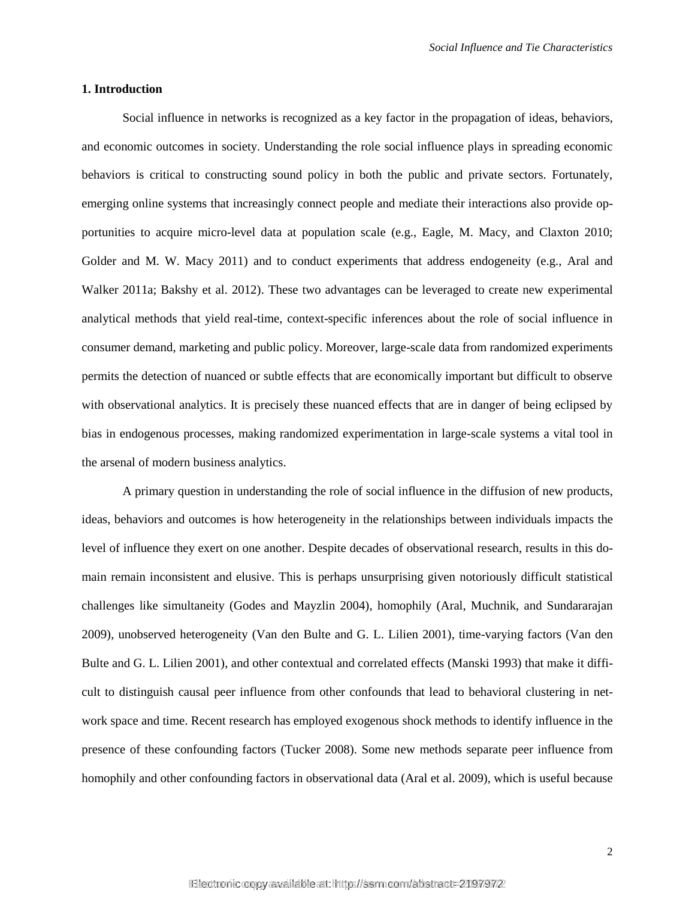## 1. Introduction

Social influence in networks is recognized as a key factor in the propagation of ideas, behaviors, and economic outcomes in society. Understanding the role social influence plays in spreading economic behaviors is critical to constructing sound policy in both the public and private sectors. Fortunately, emerging online systems that increasingly connect people and mediate their interactions also provide opportunities to acquire micro-level data at population scale (e.g., Eagle, M. Macy, and Claxton 2010; Golder and M. W. Macy 2011) and to conduct experiments that address endogeneity (e.g., Aral and Walker 2011a; Bakshy et al. 2012). These two advantages can be leveraged to create new experimental analytical methods that yield real-time, context-specific inferences about the role of social influence in consumer demand, marketing and public policy. Moreover, large-scale data from randomized experiments permits the detection of nuanced or subtle effects that are economically important but difficult to observe with observational analytics. It is precisely these nuanced effects that are in danger of being eclipsed by bias in endogenous processes, making randomized experimentation in large-scale systems a vital tool in the arsenal of modern business analytics.

A primary question in understanding the role of social influence in the diffusion of new products, ideas, behaviors and outcomes is how heterogeneity in the relationships between individuals impacts the level of influence they exert on one another. Despite decades of observational research, results in this domain remain inconsistent and elusive. This is perhaps unsurprising given notoriously difficult statistical challenges like simultaneity (Godes and Mayzlin 2004), homophily (Aral, Muchnik, and Sundararajan 2009), unobserved heterogeneity (Van den Bulte and G. L. Lilien 2001), time-varying factors (Van den Bulte and G. L. Lilien 2001), and other contextual and correlated effects (Manski 1993) that make it difficult to distinguish causal peer influence from other confounds that lead to behavioral clustering in network space and time. Recent research has employed exogenous shock methods to identify influence in the presence of these confounding factors (Tucker 2008). Some new methods separate peer influence from homophily and other confounding factors in observational data (Aral et al. 2009), which is useful because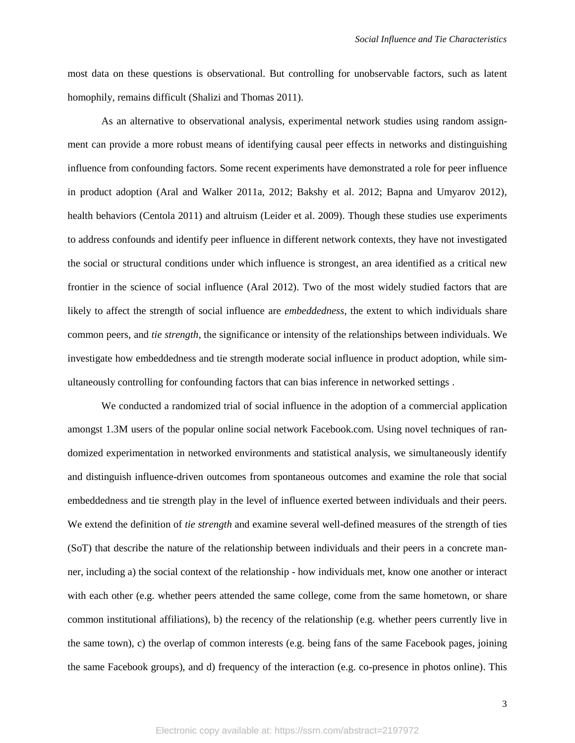most data on these questions is observational. But controlling for unobservable factors, such as latent homophily, remains difficult (Shalizi and Thomas 2011).

As an alternative to observational analysis, experimental network studies using random assignment can provide a more robust means of identifying causal peer effects in networks and distinguishing influence from confounding factors. Some recent experiments have demonstrated a role for peer influence in product adoption (Aral and Walker 2011a, 2012; Bakshy et al. 2012; Bapna and Umyarov 2012), health behaviors (Centola 2011) and altruism (Leider et al. 2009). Though these studies use experiments to address confounds and identify peer influence in different network contexts, they have not investigated the social or structural conditions under which influence is strongest, an area identified as a critical new frontier in the science of social influence (Aral 2012). Two of the most widely studied factors that are likely to affect the strength of social influence are *embeddedness*, the extent to which individuals share common peers, and *tie strength*, the significance or intensity of the relationships between individuals. We investigate how embeddedness and tie strength moderate social influence in product adoption, while simultaneously controlling for confounding factors that can bias inference in networked settings .

We conducted a randomized trial of social influence in the adoption of a commercial application amongst 1.3M users of the popular online social network Facebook.com. Using novel techniques of randomized experimentation in networked environments and statistical analysis, we simultaneously identify and distinguish influence-driven outcomes from spontaneous outcomes and examine the role that social embeddedness and tie strength play in the level of influence exerted between individuals and their peers. We extend the definition of *tie strength* and examine several well-defined measures of the strength of ties (SoT) that describe the nature of the relationship between individuals and their peers in a concrete manner, including a) the social context of the relationship - how individuals met, know one another or interact with each other (e.g. whether peers attended the same college, come from the same hometown, or share common institutional affiliations), b) the recency of the relationship (e.g. whether peers currently live in the same town), c) the overlap of common interests (e.g. being fans of the same Facebook pages, joining the same Facebook groups), and d) frequency of the interaction (e.g. co-presence in photos online). This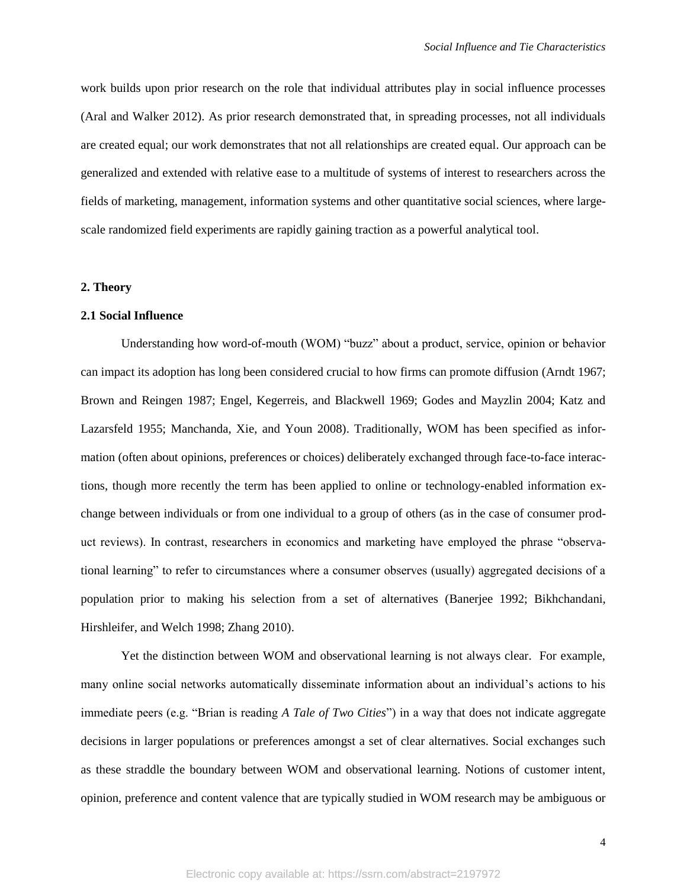work builds upon prior research on the role that individual attributes play in social influence processes (Aral and Walker 2012). As prior research demonstrated that, in spreading processes, not all individuals are created equal; our work demonstrates that not all relationships are created equal. Our approach can be generalized and extended with relative ease to a multitude of systems of interest to researchers across the fields of marketing, management, information systems and other quantitative social sciences, where large-scale randomized field experiments are rapidly gaining traction as a powerful analytical tool.

## 2. Theory

### 2.1 Social Influence

Understanding how word-of-mouth (WOM) "buzz" about a product, service, opinion or behavior can impact its adoption has long been considered crucial to how firms can promote diffusion (Arndt 1967; Brown and Reingen 1987; Engel, Kegerreis, and Blackwell 1969; Godes and Mayzlin 2004; Katz and Lazarsfeld 1955; Manchanda, Xie, and Youn 2008). Traditionally, WOM has been specified as information (often about opinions, preferences or choices) deliberately exchanged through face-to-face interactions, though more recently the term has been applied to online or technology-enabled information exchange between individuals or from one individual to a group of others (as in the case of consumer product reviews). In contrast, researchers in economics and marketing have employed the phrase "observational learning" to refer to circumstances where a consumer observes (usually) aggregated decisions of a population prior to making his selection from a set of alternatives (Banerjee 1992; Bikhchandani, Hirshleifer, and Welch 1998; Zhang 2010).

Yet the distinction between WOM and observational learning is not always clear. For example, many online social networks automatically disseminate information about an individual's actions to his immediate peers (e.g. "Brian is reading *A Tale of Two Cities*") in a way that does not indicate aggregate decisions in larger populations or preferences amongst a set of clear alternatives. Social exchanges such as these straddle the boundary between WOM and observational learning. Notions of customer intent, opinion, preference and content valence that are typically studied in WOM research may be ambiguous or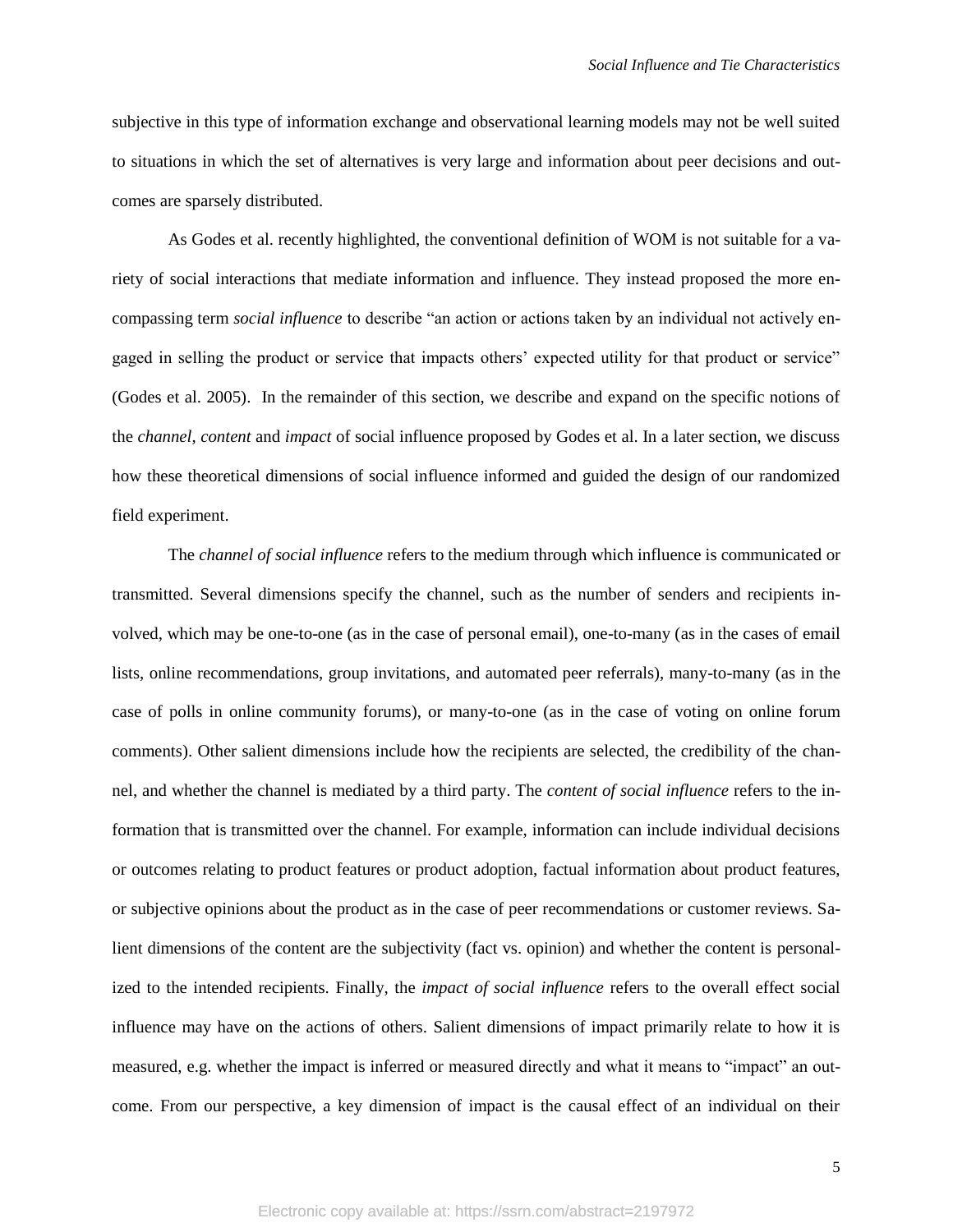subjective in this type of information exchange and observational learning models may not be well suited to situations in which the set of alternatives is very large and information about peer decisions and outcomes are sparsely distributed.

As Godes et al. recently highlighted, the conventional definition of WOM is not suitable for a variety of social interactions that mediate information and influence. They instead proposed the more encompassing term *social influence* to describe "an action or actions taken by an individual not actively engaged in selling the product or service that impacts others' expected utility for that product or service" (Godes et al. 2005). In the remainder of this section, we describe and expand on the specific notions of the *channel*, *content* and *impact* of social influence proposed by Godes et al. In a later section, we discuss how these theoretical dimensions of social influence informed and guided the design of our randomized field experiment.

The *channel of social influence* refers to the medium through which influence is communicated or transmitted. Several dimensions specify the channel, such as the number of senders and recipients involved, which may be one-to-one (as in the case of personal email), one-to-many (as in the cases of email lists, online recommendations, group invitations, and automated peer referrals), many-to-many (as in the case of polls in online community forums), or many-to-one (as in the case of voting on online forum comments). Other salient dimensions include how the recipients are selected, the credibility of the channel, and whether the channel is mediated by a third party. The *content of social influence* refers to the information that is transmitted over the channel. For example, information can include individual decisions or outcomes relating to product features or product adoption, factual information about product features, or subjective opinions about the product as in the case of peer recommendations or customer reviews. Salient dimensions of the content are the subjectivity (fact vs. opinion) and whether the content is personalized to the intended recipients. Finally, the *impact of social influence* refers to the overall effect social influence may have on the actions of others. Salient dimensions of impact primarily relate to how it is measured, e.g. whether the impact is inferred or measured directly and what it means to "impact" an outcome. From our perspective, a key dimension of impact is the causal effect of an individual on their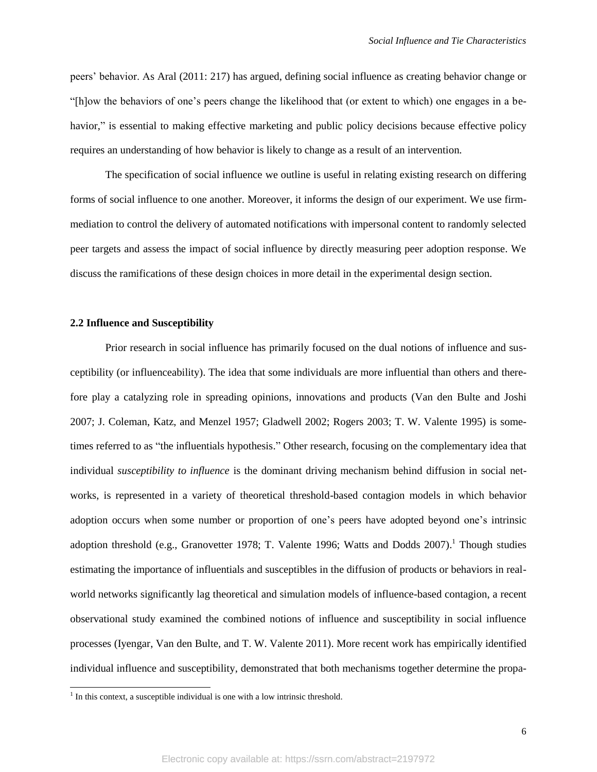peers' behavior. As Aral (2011: 217) has argued, defining social influence as creating behavior change or "[h]ow the behaviors of one's peers change the likelihood that (or extent to which) one engages in a behavior," is essential to making effective marketing and public policy decisions because effective policy requires an understanding of how behavior is likely to change as a result of an intervention.

The specification of social influence we outline is useful in relating existing research on differing forms of social influence to one another. Moreover, it informs the design of our experiment. We use firm-mediation to control the delivery of automated notifications with impersonal content to randomly selected peer targets and assess the impact of social influence by directly measuring peer adoption response. We discuss the ramifications of these design choices in more detail in the experimental design section.

### 2.2 Influence and Susceptibility

Prior research in social influence has primarily focused on the dual notions of influence and susceptibility (or influenceability). The idea that some individuals are more influential than others and therefore play a catalyzing role in spreading opinions, innovations and products (Van den Bulte and Joshi 2007; J. Coleman, Katz, and Menzel 1957; Gladwell 2002; Rogers 2003; T. W. Valente 1995) is sometimes referred to as "the influentials hypothesis." Other research, focusing on the complementary idea that individual *susceptibility to influence* is the dominant driving mechanism behind diffusion in social networks, is represented in a variety of theoretical threshold-based contagion models in which behavior adoption occurs when some number or proportion of one's peers have adopted beyond one's intrinsic adoption threshold (e.g., Granovetter 1978; T. Valente 1996; Watts and Dodds 2007).[1] Though studies estimating the importance of influentials and susceptibles in the diffusion of products or behaviors in real-world networks significantly lag theoretical and simulation models of influence-based contagion, a recent observational study examined the combined notions of influence and susceptibility in social influence processes (Iyengar, Van den Bulte, and T. W. Valente 2011). More recent work has empirically identified individual influence and susceptibility, demonstrated that both mechanisms together determine the propa-

[1] In this context, a susceptible individual is one with a low intrinsic threshold.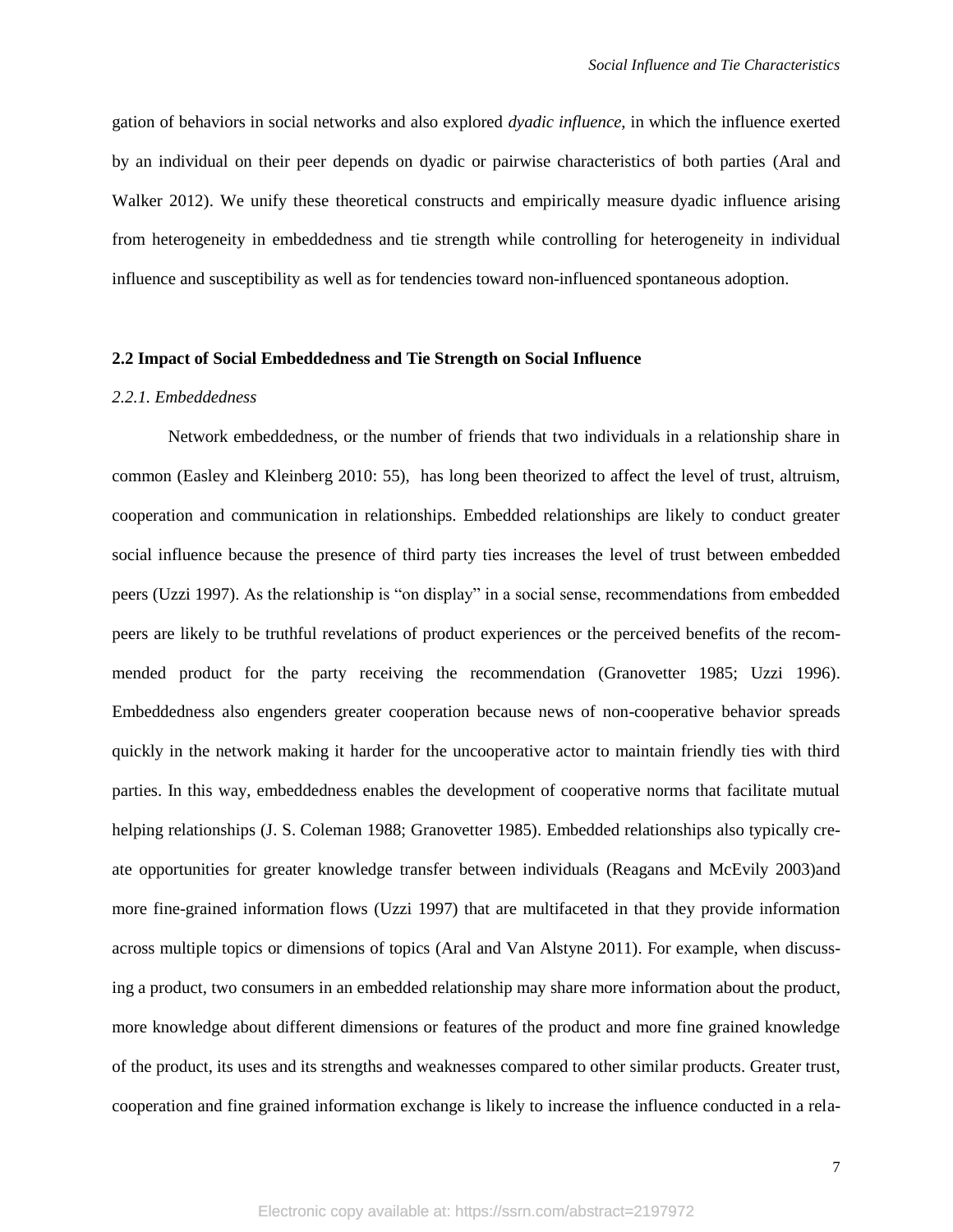gation of behaviors in social networks and also explored *dyadic influence*, in which the influence exerted by an individual on their peer depends on dyadic or pairwise characteristics of both parties (Aral and Walker 2012). We unify these theoretical constructs and empirically measure dyadic influence arising from heterogeneity in embeddedness and tie strength while controlling for heterogeneity in individual influence and susceptibility as well as for tendencies toward non-influenced spontaneous adoption.

### 2.2 Impact of Social Embeddedness and Tie Strength on Social Influence

#### *2.2.1. Embeddedness*

Network embeddedness, or the number of friends that two individuals in a relationship share in common (Easley and Kleinberg 2010: 55), has long been theorized to affect the level of trust, altruism, cooperation and communication in relationships. Embedded relationships are likely to conduct greater social influence because the presence of third party ties increases the level of trust between embedded peers (Uzzi 1997). As the relationship is "on display" in a social sense, recommendations from embedded peers are likely to be truthful revelations of product experiences or the perceived benefits of the recommended product for the party receiving the recommendation (Granovetter 1985; Uzzi 1996). Embeddedness also engenders greater cooperation because news of non-cooperative behavior spreads quickly in the network making it harder for the uncooperative actor to maintain friendly ties with third parties. In this way, embeddedness enables the development of cooperative norms that facilitate mutual helping relationships (J. S. Coleman 1988; Granovetter 1985). Embedded relationships also typically create opportunities for greater knowledge transfer between individuals (Reagans and McEvily 2003)and more fine-grained information flows (Uzzi 1997) that are multifaceted in that they provide information across multiple topics or dimensions of topics (Aral and Van Alstyne 2011). For example, when discussing a product, two consumers in an embedded relationship may share more information about the product, more knowledge about different dimensions or features of the product and more fine grained knowledge of the product, its uses and its strengths and weaknesses compared to other similar products. Greater trust, cooperation and fine grained information exchange is likely to increase the influence conducted in a rela-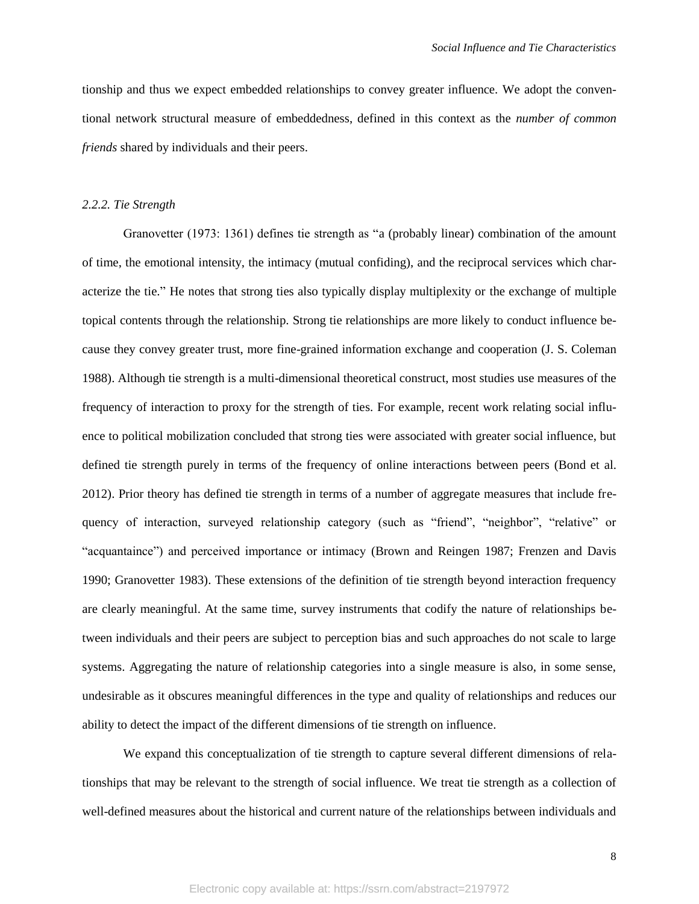tionship and thus we expect embedded relationships to convey greater influence. We adopt the conventional network structural measure of embeddedness, defined in this context as the *number of common friends* shared by individuals and their peers.

### *2.2.2. Tie Strength*

Granovetter (1973: 1361) defines tie strength as "a (probably linear) combination of the amount of time, the emotional intensity, the intimacy (mutual confiding), and the reciprocal services which characterize the tie." He notes that strong ties also typically display multiplexity or the exchange of multiple topical contents through the relationship. Strong tie relationships are more likely to conduct influence because they convey greater trust, more fine-grained information exchange and cooperation (J. S. Coleman 1988). Although tie strength is a multi-dimensional theoretical construct, most studies use measures of the frequency of interaction to proxy for the strength of ties. For example, recent work relating social influence to political mobilization concluded that strong ties were associated with greater social influence, but defined tie strength purely in terms of the frequency of online interactions between peers (Bond et al. 2012). Prior theory has defined tie strength in terms of a number of aggregate measures that include frequency of interaction, surveyed relationship category (such as "friend", "neighbor", "relative" or "acquantaince") and perceived importance or intimacy (Brown and Reingen 1987; Frenzen and Davis 1990; Granovetter 1983). These extensions of the definition of tie strength beyond interaction frequency are clearly meaningful. At the same time, survey instruments that codify the nature of relationships between individuals and their peers are subject to perception bias and such approaches do not scale to large systems. Aggregating the nature of relationship categories into a single measure is also, in some sense, undesirable as it obscures meaningful differences in the type and quality of relationships and reduces our ability to detect the impact of the different dimensions of tie strength on influence.

We expand this conceptualization of tie strength to capture several different dimensions of relationships that may be relevant to the strength of social influence. We treat tie strength as a collection of well-defined measures about the historical and current nature of the relationships between individuals and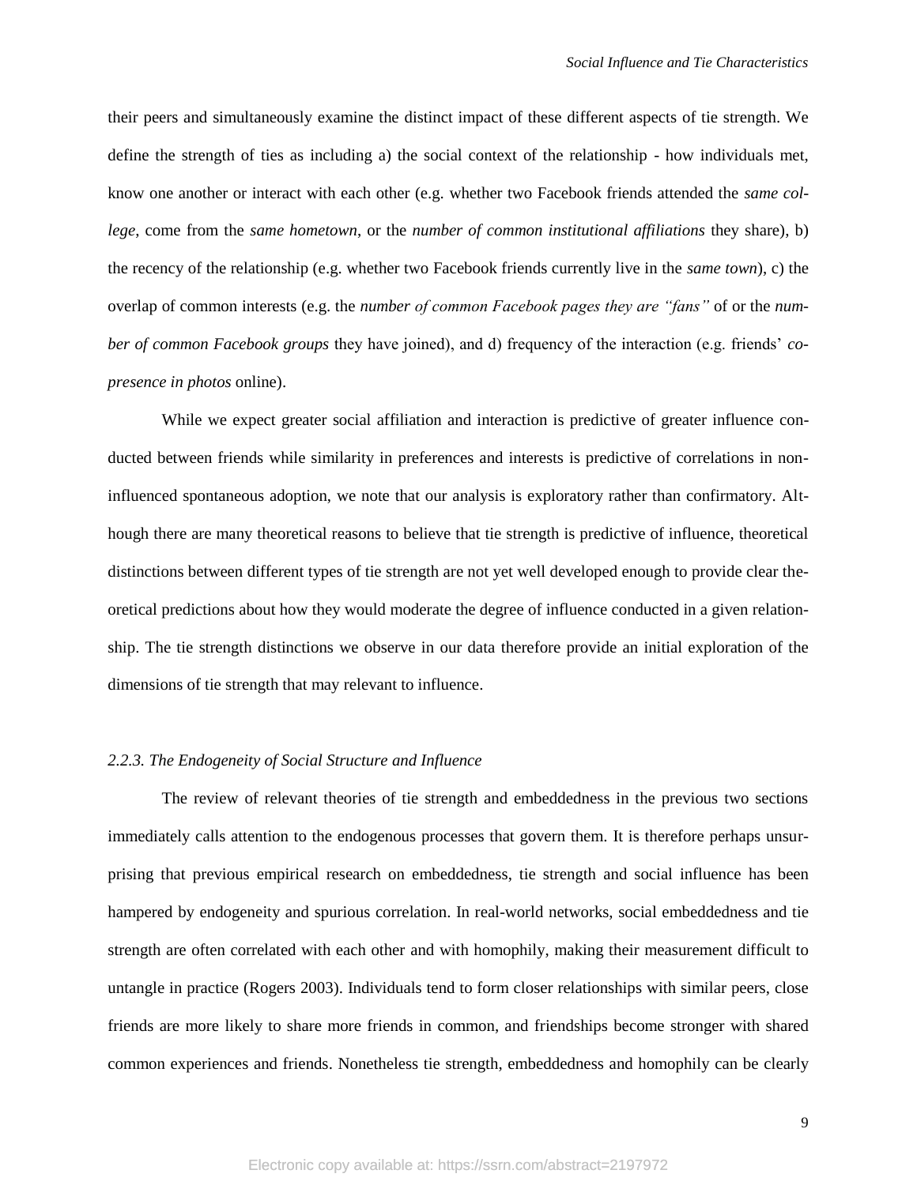their peers and simultaneously examine the distinct impact of these different aspects of tie strength. We define the strength of ties as including a) the social context of the relationship - how individuals met, know one another or interact with each other (e.g. whether two Facebook friends attended the *same college*, come from the *same hometown*, or the *number of common institutional affiliations* they share), b) the recency of the relationship (e.g. whether two Facebook friends currently live in the *same town*), c) the overlap of common interests (e.g. the *number of common Facebook pages they are "fans"* of or the *number of common Facebook groups* they have joined), and d) frequency of the interaction (e.g. friends' *co-presence in photos* online).

While we expect greater social affiliation and interaction is predictive of greater influence conducted between friends while similarity in preferences and interests is predictive of correlations in non-influenced spontaneous adoption, we note that our analysis is exploratory rather than confirmatory. Although there are many theoretical reasons to believe that tie strength is predictive of influence, theoretical distinctions between different types of tie strength are not yet well developed enough to provide clear theoretical predictions about how they would moderate the degree of influence conducted in a given relationship. The tie strength distinctions we observe in our data therefore provide an initial exploration of the dimensions of tie strength that may relevant to influence.

### *2.2.3. The Endogeneity of Social Structure and Influence*

The review of relevant theories of tie strength and embeddedness in the previous two sections immediately calls attention to the endogenous processes that govern them. It is therefore perhaps unsurprising that previous empirical research on embeddedness, tie strength and social influence has been hampered by endogeneity and spurious correlation. In real-world networks, social embeddedness and tie strength are often correlated with each other and with homophily, making their measurement difficult to untangle in practice (Rogers 2003). Individuals tend to form closer relationships with similar peers, close friends are more likely to share more friends in common, and friendships become stronger with shared common experiences and friends. Nonetheless tie strength, embeddedness and homophily can be clearly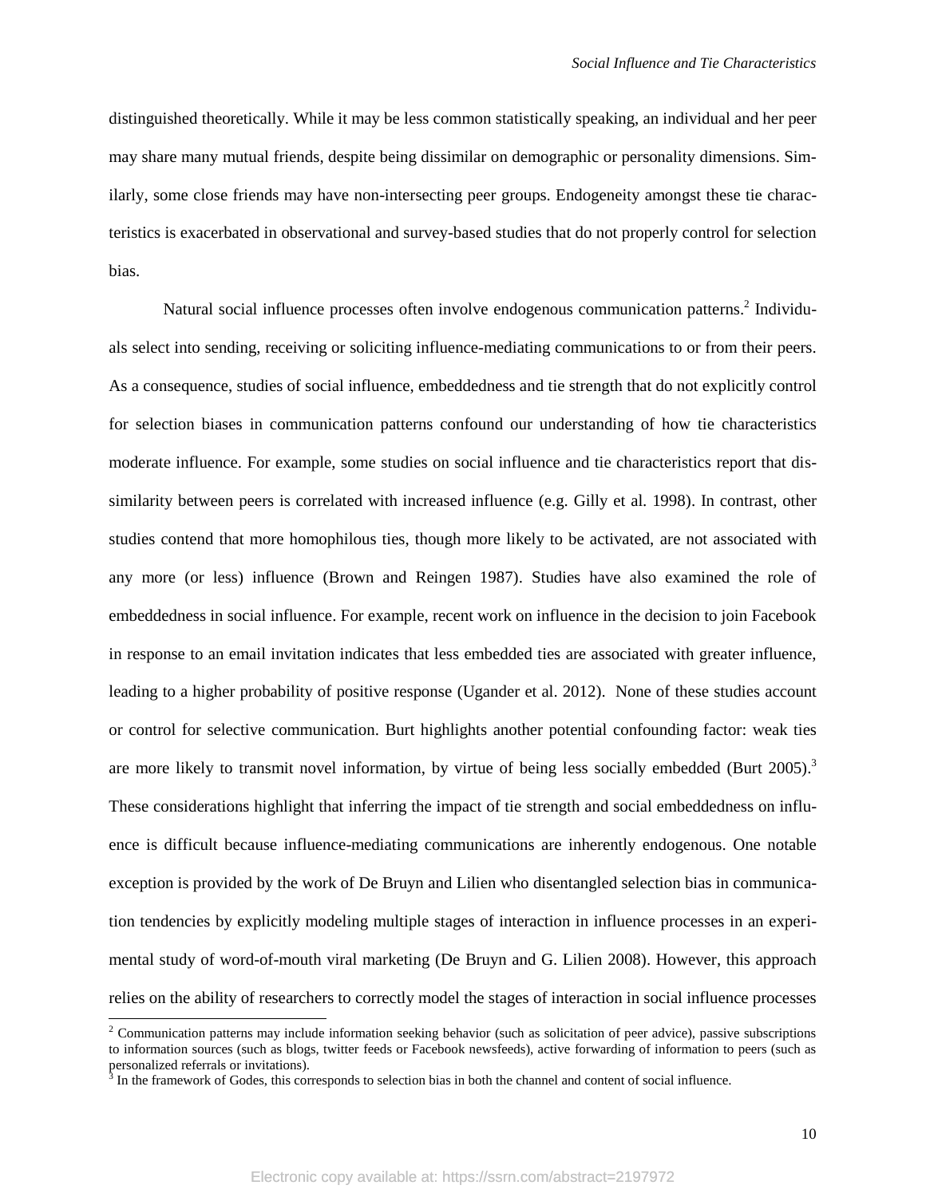distinguished theoretically. While it may be less common statistically speaking, an individual and her peer may share many mutual friends, despite being dissimilar on demographic or personality dimensions. Similarly, some close friends may have non-intersecting peer groups. Endogeneity amongst these tie characteristics is exacerbated in observational and survey-based studies that do not properly control for selection bias.

Natural social influence processes often involve endogenous communication patterns.[2] Individuals select into sending, receiving or soliciting influence-mediating communications to or from their peers. As a consequence, studies of social influence, embeddedness and tie strength that do not explicitly control for selection biases in communication patterns confound our understanding of how tie characteristics moderate influence. For example, some studies on social influence and tie characteristics report that dissimilarity between peers is correlated with increased influence (e.g. Gilly et al. 1998). In contrast, other studies contend that more homophilous ties, though more likely to be activated, are not associated with any more (or less) influence (Brown and Reingen 1987). Studies have also examined the role of embeddedness in social influence. For example, recent work on influence in the decision to join Facebook in response to an email invitation indicates that less embedded ties are associated with greater influence, leading to a higher probability of positive response (Ugander et al. 2012). None of these studies account or control for selective communication. Burt highlights another potential confounding factor: weak ties are more likely to transmit novel information, by virtue of being less socially embedded (Burt 2005).[3] These considerations highlight that inferring the impact of tie strength and social embeddedness on influence is difficult because influence-mediating communications are inherently endogenous. One notable exception is provided by the work of De Bruyn and Lilien who disentangled selection bias in communication tendencies by explicitly modeling multiple stages of interaction in influence processes in an experimental study of word-of-mouth viral marketing (De Bruyn and G. Lilien 2008). However, this approach relies on the ability of researchers to correctly model the stages of interaction in social influence processes

[2] Communication patterns may include information seeking behavior (such as solicitation of peer advice), passive subscriptions to information sources (such as blogs, twitter feeds or Facebook newsfeeds), active forwarding of information to peers (such as personalized referrals or invitations).

[3] In the framework of Godes, this corresponds to selection bias in both the channel and content of social influence.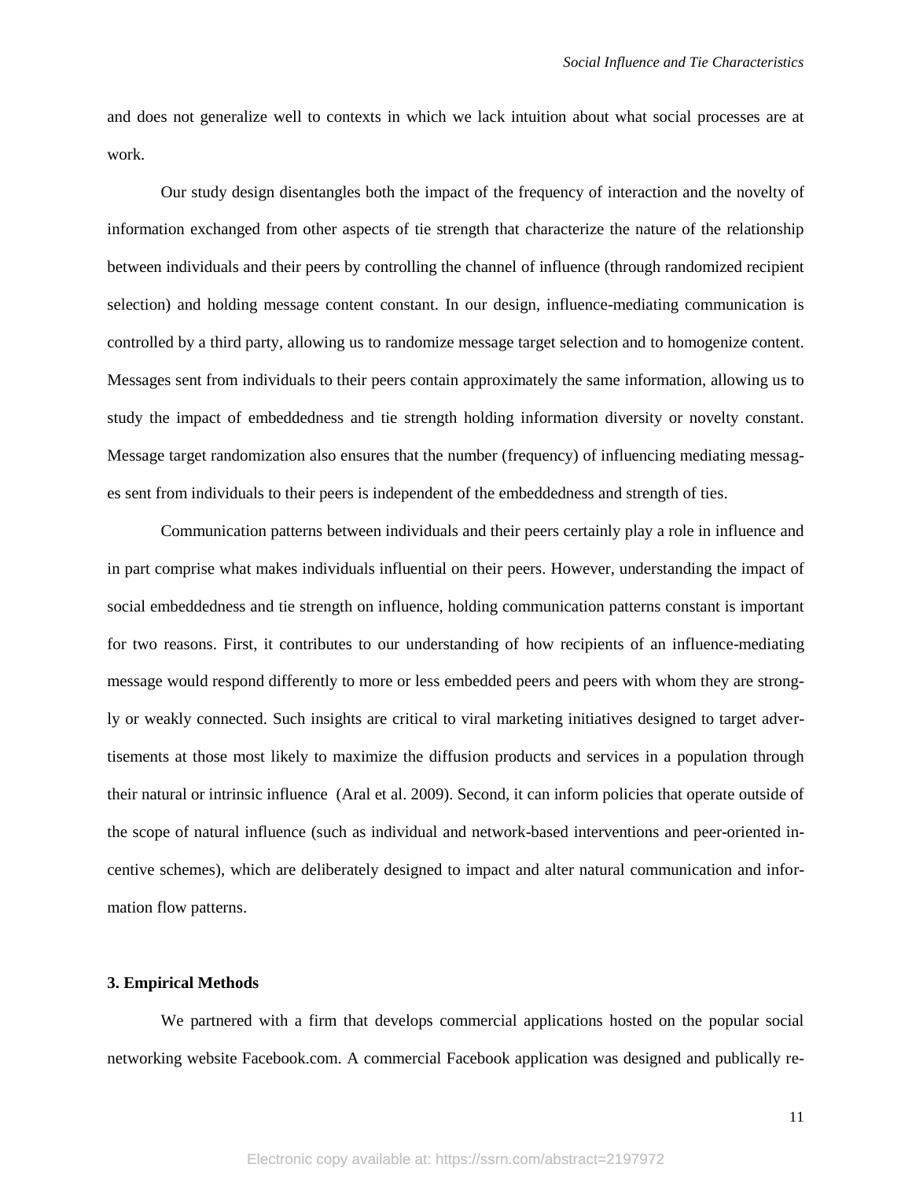and does not generalize well to contexts in which we lack intuition about what social processes are at work.

Our study design disentangles both the impact of the frequency of interaction and the novelty of information exchanged from other aspects of tie strength that characterize the nature of the relationship between individuals and their peers by controlling the channel of influence (through randomized recipient selection) and holding message content constant. In our design, influence-mediating communication is controlled by a third party, allowing us to randomize message target selection and to homogenize content. Messages sent from individuals to their peers contain approximately the same information, allowing us to study the impact of embeddedness and tie strength holding information diversity or novelty constant. Message target randomization also ensures that the number (frequency) of influencing mediating messages sent from individuals to their peers is independent of the embeddedness and strength of ties.

Communication patterns between individuals and their peers certainly play a role in influence and in part comprise what makes individuals influential on their peers. However, understanding the impact of social embeddedness and tie strength on influence, holding communication patterns constant is important for two reasons. First, it contributes to our understanding of how recipients of an influence-mediating message would respond differently to more or less embedded peers and peers with whom they are strongly or weakly connected. Such insights are critical to viral marketing initiatives designed to target advertisements at those most likely to maximize the diffusion products and services in a population through their natural or intrinsic influence (Aral et al. 2009). Second, it can inform policies that operate outside of the scope of natural influence (such as individual and network-based interventions and peer-oriented incentive schemes), which are deliberately designed to impact and alter natural communication and information flow patterns.

### 3. Empirical Methods

We partnered with a firm that develops commercial applications hosted on the popular social networking website Facebook.com. A commercial Facebook application was designed and publically re-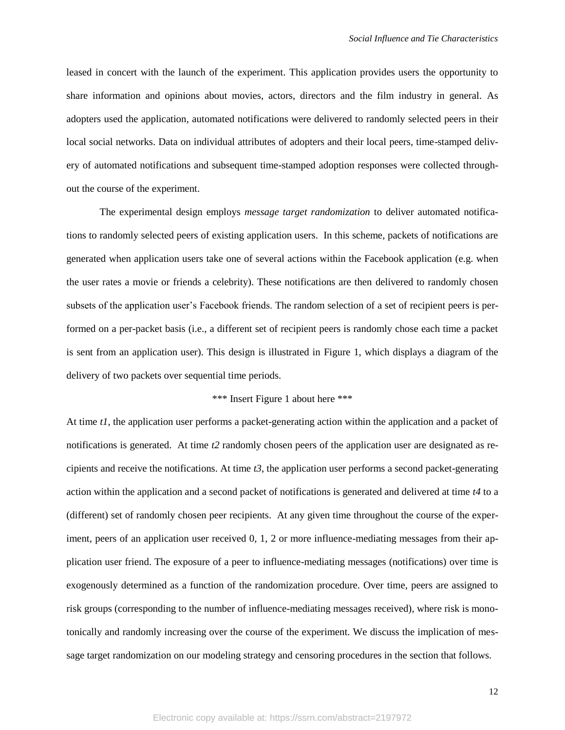leased in concert with the launch of the experiment. This application provides users the opportunity to share information and opinions about movies, actors, directors and the film industry in general. As adopters used the application, automated notifications were delivered to randomly selected peers in their local social networks. Data on individual attributes of adopters and their local peers, time-stamped delivery of automated notifications and subsequent time-stamped adoption responses were collected throughout the course of the experiment.

The experimental design employs *message target randomization* to deliver automated notifications to randomly selected peers of existing application users. In this scheme, packets of notifications are generated when application users take one of several actions within the Facebook application (e.g. when the user rates a movie or friends a celebrity). These notifications are then delivered to randomly chosen subsets of the application user's Facebook friends. The random selection of a set of recipient peers is performed on a per-packet basis (i.e., a different set of recipient peers is randomly chose each time a packet is sent from an application user). This design is illustrated in Figure 1, which displays a diagram of the delivery of two packets over sequential time periods.

*** Insert Figure 1 about here ***

At time *t1*, the application user performs a packet-generating action within the application and a packet of notifications is generated. At time *t2* randomly chosen peers of the application user are designated as recipients and receive the notifications. At time *t3*, the application user performs a second packet-generating action within the application and a second packet of notifications is generated and delivered at time *t4* to a (different) set of randomly chosen peer recipients. At any given time throughout the course of the experiment, peers of an application user received 0, 1, 2 or more influence-mediating messages from their application user friend. The exposure of a peer to influence-mediating messages (notifications) over time is exogenously determined as a function of the randomization procedure. Over time, peers are assigned to risk groups (corresponding to the number of influence-mediating messages received), where risk is monotonically and randomly increasing over the course of the experiment. We discuss the implication of message target randomization on our modeling strategy and censoring procedures in the section that follows.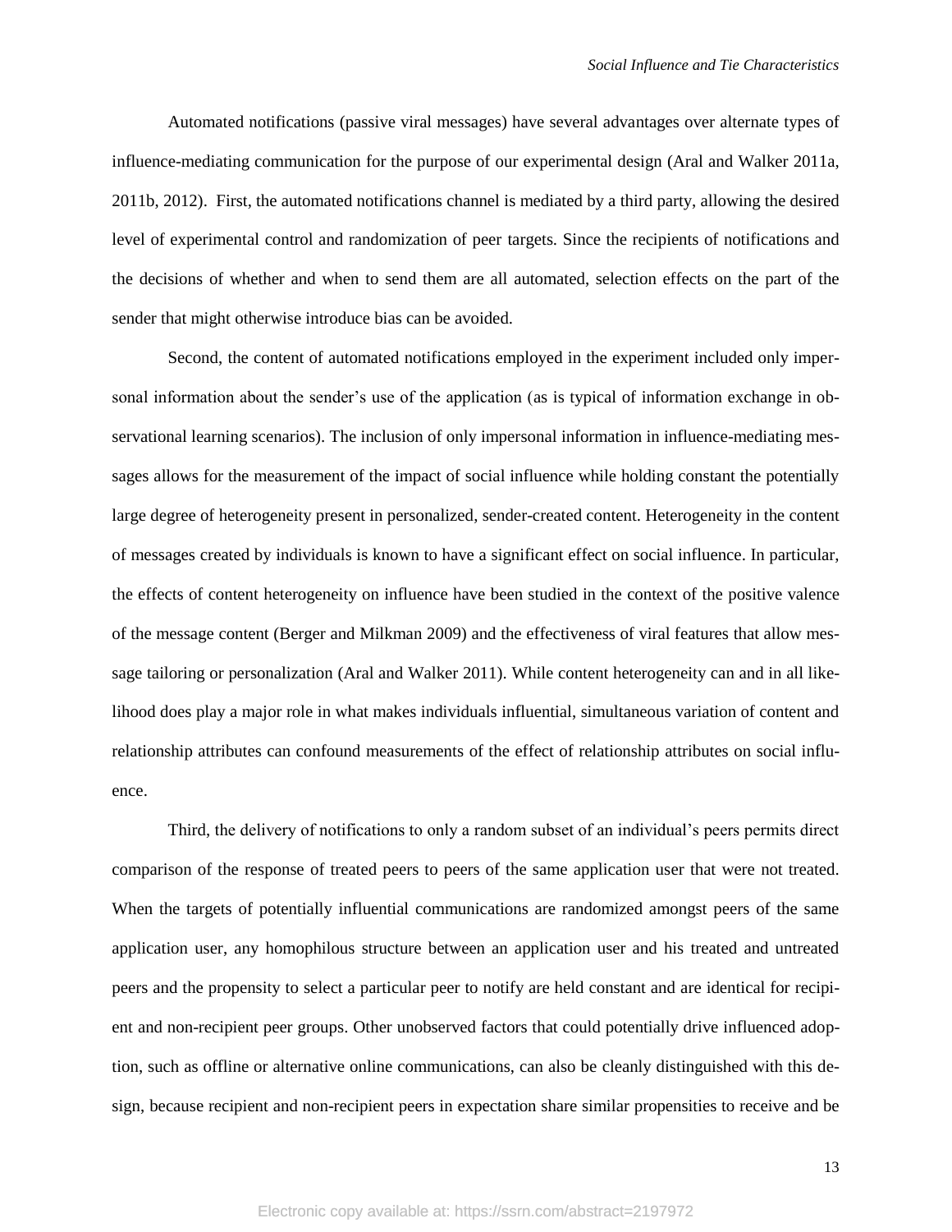Automated notifications (passive viral messages) have several advantages over alternate types of influence-mediating communication for the purpose of our experimental design (Aral and Walker 2011a, 2011b, 2012). First, the automated notifications channel is mediated by a third party, allowing the desired level of experimental control and randomization of peer targets. Since the recipients of notifications and the decisions of whether and when to send them are all automated, selection effects on the part of the sender that might otherwise introduce bias can be avoided.

Second, the content of automated notifications employed in the experiment included only impersonal information about the sender's use of the application (as is typical of information exchange in observational learning scenarios). The inclusion of only impersonal information in influence-mediating messages allows for the measurement of the impact of social influence while holding constant the potentially large degree of heterogeneity present in personalized, sender-created content. Heterogeneity in the content of messages created by individuals is known to have a significant effect on social influence. In particular, the effects of content heterogeneity on influence have been studied in the context of the positive valence of the message content (Berger and Milkman 2009) and the effectiveness of viral features that allow message tailoring or personalization (Aral and Walker 2011). While content heterogeneity can and in all likelihood does play a major role in what makes individuals influential, simultaneous variation of content and relationship attributes can confound measurements of the effect of relationship attributes on social influence.

Third, the delivery of notifications to only a random subset of an individual's peers permits direct comparison of the response of treated peers to peers of the same application user that were not treated. When the targets of potentially influential communications are randomized amongst peers of the same application user, any homophilous structure between an application user and his treated and untreated peers and the propensity to select a particular peer to notify are held constant and are identical for recipient and non-recipient peer groups. Other unobserved factors that could potentially drive influenced adoption, such as offline or alternative online communications, can also be cleanly distinguished with this design, because recipient and non-recipient peers in expectation share similar propensities to receive and be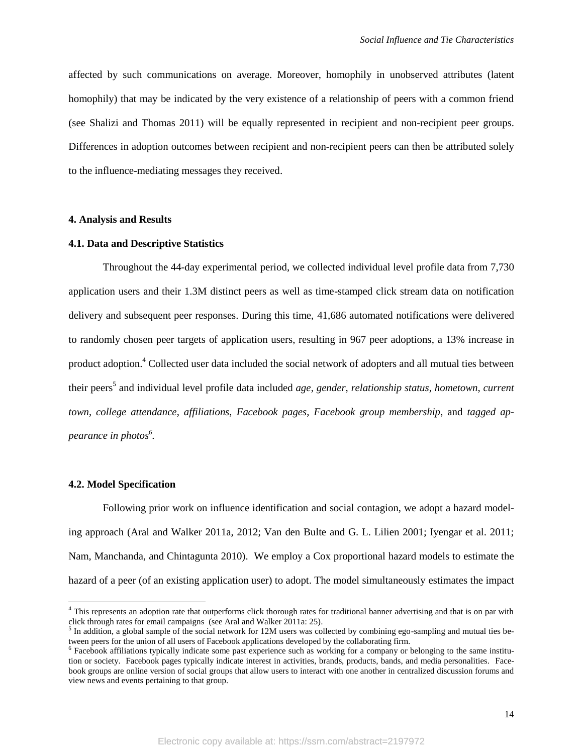affected by such communications on average. Moreover, homophily in unobserved attributes (latent homophily) that may be indicated by the very existence of a relationship of peers with a common friend (see Shalizi and Thomas 2011) will be equally represented in recipient and non-recipient peer groups. Differences in adoption outcomes between recipient and non-recipient peers can then be attributed solely to the influence-mediating messages they received.

## 4. Analysis and Results

### 4.1. Data and Descriptive Statistics

Throughout the 44-day experimental period, we collected individual level profile data from 7,730 application users and their 1.3M distinct peers as well as time-stamped click stream data on notification delivery and subsequent peer responses. During this time, 41,686 automated notifications were delivered to randomly chosen peer targets of application users, resulting in 967 peer adoptions, a 13% increase in product adoption.[4] Collected user data included the social network of adopters and all mutual ties between their peers[5] and individual level profile data included *age*, *gender*, *relationship status*, *hometown*, *current town*, *college attendance*, *affiliations*, *Facebook pages*, *Facebook group membership*, and *tagged appearance in photos*[6].

### 4.2. Model Specification

Following prior work on influence identification and social contagion, we adopt a hazard modeling approach (Aral and Walker 2011a, 2012; Van den Bulte and G. L. Lilien 2001; Iyengar et al. 2011; Nam, Manchanda, and Chintagunta 2010). We employ a Cox proportional hazard models to estimate the hazard of a peer (of an existing application user) to adopt. The model simultaneously estimates the impact

---

[4] This represents an adoption rate that outperforms click thorough rates for traditional banner advertising and that is on par with click through rates for email campaigns (see Aral and Walker 2011a: 25).

[5] In addition, a global sample of the social network for 12M users was collected by combining ego-sampling and mutual ties between peers for the union of all users of Facebook applications developed by the collaborating firm.

[6] Facebook affiliations typically indicate some past experience such as working for a company or belonging to the same institution or society. Facebook pages typically indicate interest in activities, brands, products, bands, and media personalities. Facebook groups are online version of social groups that allow users to interact with one another in centralized discussion forums and view news and events pertaining to that group.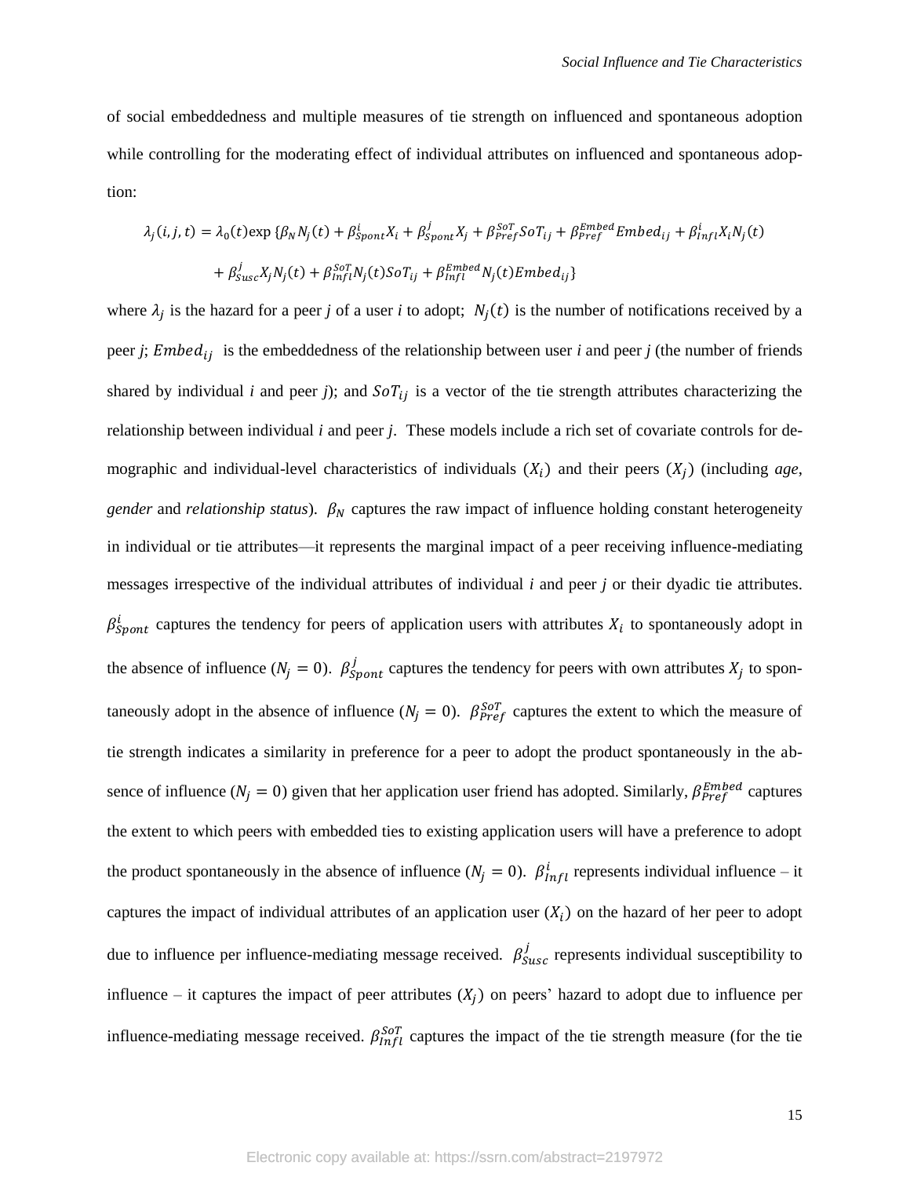of social embeddedness and multiple measures of tie strength on influenced and spontaneous adoption while controlling for the moderating effect of individual attributes on influenced and spontaneous adoption:

$$\lambda_j(i,j,t) = \lambda_0(t)\exp\{\beta_N N_j(t) + \beta_{Spont}^{i} X_i + \beta_{Spont}^{j} X_j + \beta_{Pref}^{SoT} SoT_{ij} + \beta_{Pref}^{Embed} Embed_{ij} + \beta_{Infl}^{i} X_i N_j(t)$$
$$+ \beta_{Susc}^{j} X_j N_j(t) + \beta_{Infl}^{SoT} N_j(t) SoT_{ij} + \beta_{Infl}^{Embed} N_j(t) Embed_{ij}\}$$

where $\lambda_j$ is the hazard for a peer *j* of a user *i* to adopt; $N_j(t)$ is the number of notifications received by a peer *j*; $Embed_{ij}$ is the embeddedness of the relationship between user *i* and peer *j* (the number of friends shared by individual *i* and peer *j*); and $SoT_{ij}$ is a vector of the tie strength attributes characterizing the relationship between individual *i* and peer *j*. These models include a rich set of covariate controls for demographic and individual-level characteristics of individuals $(X_i)$ and their peers $(X_j)$ (including *age*, *gender* and *relationship status*). $\beta_N$ captures the raw impact of influence holding constant heterogeneity in individual or tie attributes—it represents the marginal impact of a peer receiving influence-mediating messages irrespective of the individual attributes of individual *i* and peer *j* or their dyadic tie attributes. $\beta_{Spont}^{i}$ captures the tendency for peers of application users with attributes $X_i$ to spontaneously adopt in the absence of influence ($N_j = 0$). $\beta_{Spont}^{j}$ captures the tendency for peers with own attributes $X_j$ to spontaneously adopt in the absence of influence ($N_j = 0$). $\beta_{Pref}^{SoT}$ captures the extent to which the measure of tie strength indicates a similarity in preference for a peer to adopt the product spontaneously in the absence of influence ($N_j = 0$) given that her application user friend has adopted. Similarly, $\beta_{Pref}^{Embed}$ captures the extent to which peers with embedded ties to existing application users will have a preference to adopt the product spontaneously in the absence of influence ($N_j = 0$). $\beta_{Infl}^{i}$ represents individual influence – it captures the impact of individual attributes of an application user $(X_i)$ on the hazard of her peer to adopt due to influence per influence-mediating message received. $\beta_{Susc}^{j}$ represents individual susceptibility to influence – it captures the impact of peer attributes $(X_j)$ on peers' hazard to adopt due to influence per influence-mediating message received. $\beta_{Infl}^{SoT}$ captures the impact of the tie strength measure (for the tie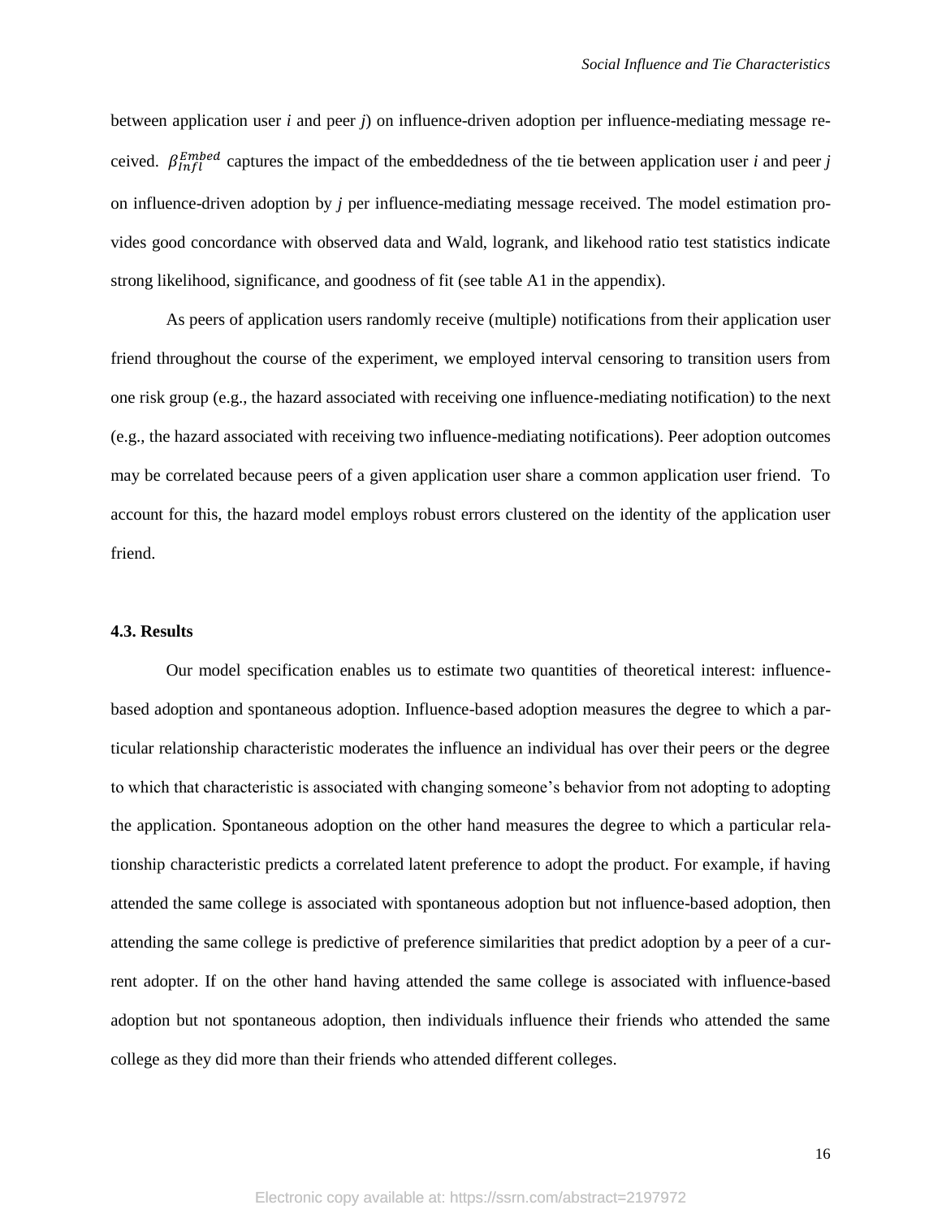between application user *i* and peer *j*) on influence-driven adoption per influence-mediating message received. $\beta_{Infl}^{Embed}$ captures the impact of the embeddedness of the tie between application user *i* and peer *j* on influence-driven adoption by *j* per influence-mediating message received. The model estimation provides good concordance with observed data and Wald, logrank, and likehood ratio test statistics indicate strong likelihood, significance, and goodness of fit (see table A1 in the appendix).

As peers of application users randomly receive (multiple) notifications from their application user friend throughout the course of the experiment, we employed interval censoring to transition users from one risk group (e.g., the hazard associated with receiving one influence-mediating notification) to the next (e.g., the hazard associated with receiving two influence-mediating notifications). Peer adoption outcomes may be correlated because peers of a given application user share a common application user friend. To account for this, the hazard model employs robust errors clustered on the identity of the application user friend.

### 4.3. Results

Our model specification enables us to estimate two quantities of theoretical interest: influence-based adoption and spontaneous adoption. Influence-based adoption measures the degree to which a particular relationship characteristic moderates the influence an individual has over their peers or the degree to which that characteristic is associated with changing someone's behavior from not adopting to adopting the application. Spontaneous adoption on the other hand measures the degree to which a particular relationship characteristic predicts a correlated latent preference to adopt the product. For example, if having attended the same college is associated with spontaneous adoption but not influence-based adoption, then attending the same college is predictive of preference similarities that predict adoption by a peer of a current adopter. If on the other hand having attended the same college is associated with influence-based adoption but not spontaneous adoption, then individuals influence their friends who attended the same college as they did more than their friends who attended different colleges.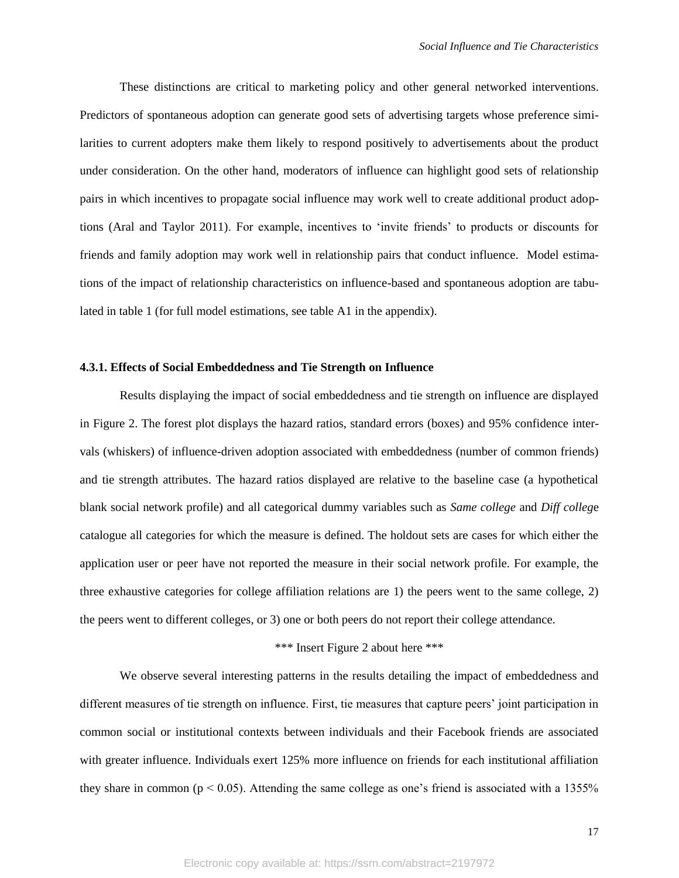These distinctions are critical to marketing policy and other general networked interventions. Predictors of spontaneous adoption can generate good sets of advertising targets whose preference similarities to current adopters make them likely to respond positively to advertisements about the product under consideration. On the other hand, moderators of influence can highlight good sets of relationship pairs in which incentives to propagate social influence may work well to create additional product adoptions (Aral and Taylor 2011). For example, incentives to 'invite friends' to products or discounts for friends and family adoption may work well in relationship pairs that conduct influence. Model estimations of the impact of relationship characteristics on influence-based and spontaneous adoption are tabulated in table 1 (for full model estimations, see table A1 in the appendix).

#### 4.3.1. Effects of Social Embeddedness and Tie Strength on Influence

Results displaying the impact of social embeddedness and tie strength on influence are displayed in Figure 2. The forest plot displays the hazard ratios, standard errors (boxes) and 95% confidence intervals (whiskers) of influence-driven adoption associated with embeddedness (number of common friends) and tie strength attributes. The hazard ratios displayed are relative to the baseline case (a hypothetical blank social network profile) and all categorical dummy variables such as *Same college* and *Diff college* catalogue all categories for which the measure is defined. The holdout sets are cases for which either the application user or peer have not reported the measure in their social network profile. For example, the three exhaustive categories for college affiliation relations are 1) the peers went to the same college, 2) the peers went to different colleges, or 3) one or both peers do not report their college attendance.

\*\*\* Insert Figure 2 about here \*\*\*

We observe several interesting patterns in the results detailing the impact of embeddedness and different measures of tie strength on influence. First, tie measures that capture peers' joint participation in common social or institutional contexts between individuals and their Facebook friends are associated with greater influence. Individuals exert 125% more influence on friends for each institutional affiliation they share in common ($p < 0.05$). Attending the same college as one's friend is associated with a 1355%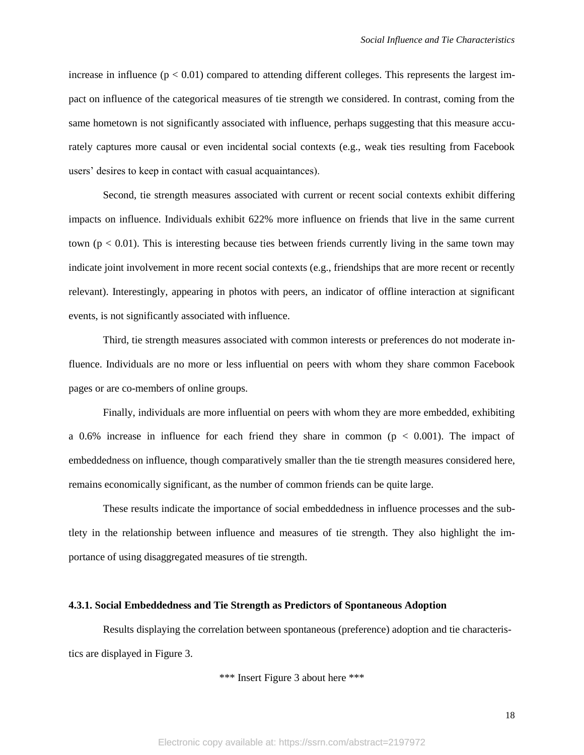increase in influence ($p < 0.01$) compared to attending different colleges. This represents the largest impact on influence of the categorical measures of tie strength we considered. In contrast, coming from the same hometown is not significantly associated with influence, perhaps suggesting that this measure accurately captures more causal or even incidental social contexts (e.g., weak ties resulting from Facebook users' desires to keep in contact with casual acquaintances).

Second, tie strength measures associated with current or recent social contexts exhibit differing impacts on influence. Individuals exhibit 622% more influence on friends that live in the same current town ($p < 0.01$). This is interesting because ties between friends currently living in the same town may indicate joint involvement in more recent social contexts (e.g., friendships that are more recent or recently relevant). Interestingly, appearing in photos with peers, an indicator of offline interaction at significant events, is not significantly associated with influence.

Third, tie strength measures associated with common interests or preferences do not moderate influence. Individuals are no more or less influential on peers with whom they share common Facebook pages or are co-members of online groups.

Finally, individuals are more influential on peers with whom they are more embedded, exhibiting a 0.6% increase in influence for each friend they share in common ($p < 0.001$). The impact of embeddedness on influence, though comparatively smaller than the tie strength measures considered here, remains economically significant, as the number of common friends can be quite large.

These results indicate the importance of social embeddedness in influence processes and the subtlety in the relationship between influence and measures of tie strength. They also highlight the importance of using disaggregated measures of tie strength.

#### 4.3.1. Social Embeddedness and Tie Strength as Predictors of Spontaneous Adoption

Results displaying the correlation between spontaneous (preference) adoption and tie characteristics are displayed in Figure 3.

\*\*\* Insert Figure 3 about here \*\*\*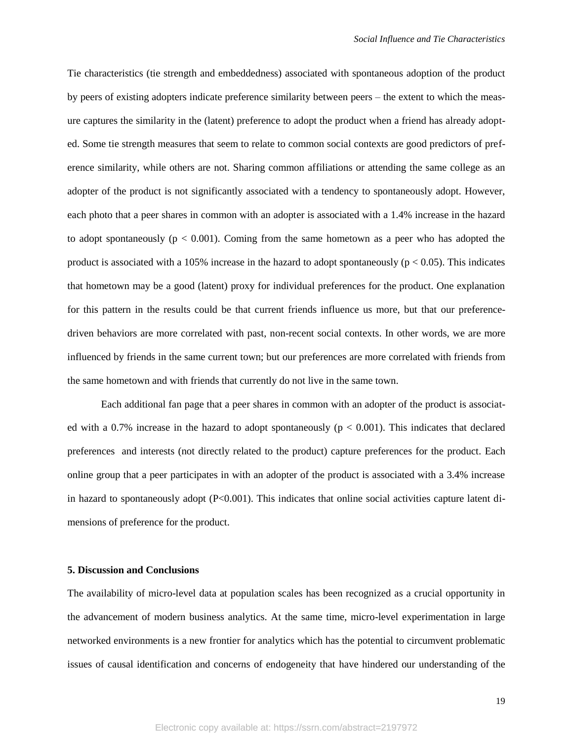Tie characteristics (tie strength and embeddedness) associated with spontaneous adoption of the product by peers of existing adopters indicate preference similarity between peers – the extent to which the measure captures the similarity in the (latent) preference to adopt the product when a friend has already adopted. Some tie strength measures that seem to relate to common social contexts are good predictors of preference similarity, while others are not. Sharing common affiliations or attending the same college as an adopter of the product is not significantly associated with a tendency to spontaneously adopt. However, each photo that a peer shares in common with an adopter is associated with a 1.4% increase in the hazard to adopt spontaneously ($p < 0.001$). Coming from the same hometown as a peer who has adopted the product is associated with a 105% increase in the hazard to adopt spontaneously ($p < 0.05$). This indicates that hometown may be a good (latent) proxy for individual preferences for the product. One explanation for this pattern in the results could be that current friends influence us more, but that our preference-driven behaviors are more correlated with past, non-recent social contexts. In other words, we are more influenced by friends in the same current town; but our preferences are more correlated with friends from the same hometown and with friends that currently do not live in the same town.

Each additional fan page that a peer shares in common with an adopter of the product is associated with a 0.7% increase in the hazard to adopt spontaneously ($p < 0.001$). This indicates that declared preferences and interests (not directly related to the product) capture preferences for the product. Each online group that a peer participates in with an adopter of the product is associated with a 3.4% increase in hazard to spontaneously adopt ($P<0.001$). This indicates that online social activities capture latent dimensions of preference for the product.

### 5. Discussion and Conclusions

The availability of micro-level data at population scales has been recognized as a crucial opportunity in the advancement of modern business analytics. At the same time, micro-level experimentation in large networked environments is a new frontier for analytics which has the potential to circumvent problematic issues of causal identification and concerns of endogeneity that have hindered our understanding of the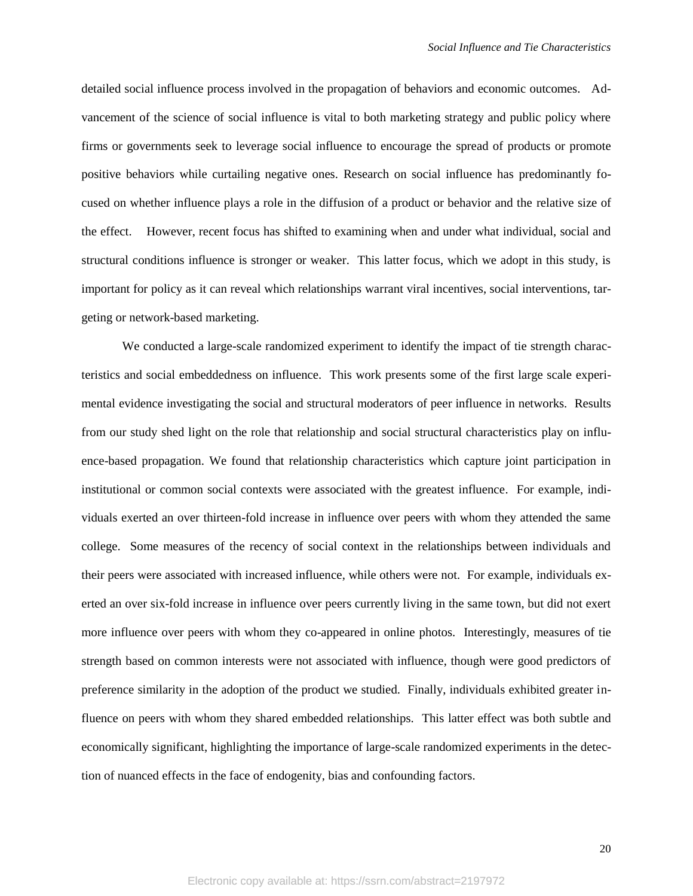detailed social influence process involved in the propagation of behaviors and economic outcomes. Advancement of the science of social influence is vital to both marketing strategy and public policy where firms or governments seek to leverage social influence to encourage the spread of products or promote positive behaviors while curtailing negative ones. Research on social influence has predominantly focused on whether influence plays a role in the diffusion of a product or behavior and the relative size of the effect. However, recent focus has shifted to examining when and under what individual, social and structural conditions influence is stronger or weaker. This latter focus, which we adopt in this study, is important for policy as it can reveal which relationships warrant viral incentives, social interventions, targeting or network-based marketing.

We conducted a large-scale randomized experiment to identify the impact of tie strength characteristics and social embeddedness on influence. This work presents some of the first large scale experimental evidence investigating the social and structural moderators of peer influence in networks. Results from our study shed light on the role that relationship and social structural characteristics play on influence-based propagation. We found that relationship characteristics which capture joint participation in institutional or common social contexts were associated with the greatest influence. For example, individuals exerted an over thirteen-fold increase in influence over peers with whom they attended the same college. Some measures of the recency of social context in the relationships between individuals and their peers were associated with increased influence, while others were not. For example, individuals exerted an over six-fold increase in influence over peers currently living in the same town, but did not exert more influence over peers with whom they co-appeared in online photos. Interestingly, measures of tie strength based on common interests were not associated with influence, though were good predictors of preference similarity in the adoption of the product we studied. Finally, individuals exhibited greater influence on peers with whom they shared embedded relationships. This latter effect was both subtle and economically significant, highlighting the importance of large-scale randomized experiments in the detection of nuanced effects in the face of endogenity, bias and confounding factors.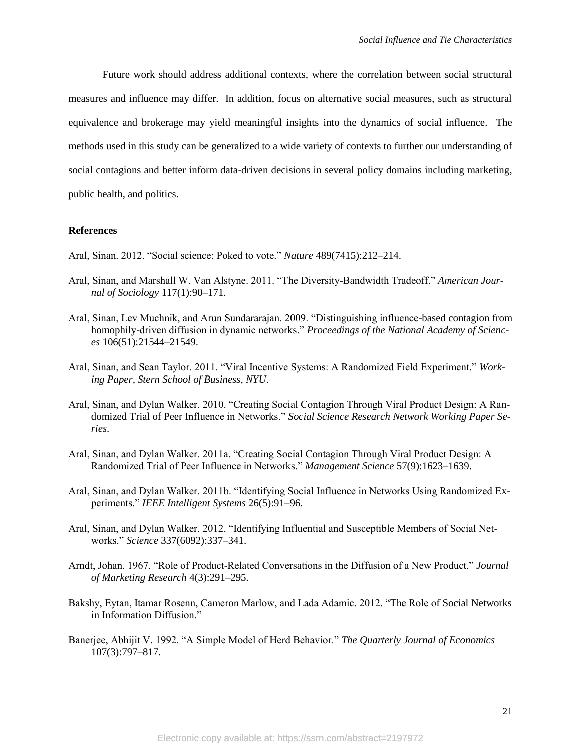Future work should address additional contexts, where the correlation between social structural measures and influence may differ. In addition, focus on alternative social measures, such as structural equivalence and brokerage may yield meaningful insights into the dynamics of social influence. The methods used in this study can be generalized to a wide variety of contexts to further our understanding of social contagions and better inform data-driven decisions in several policy domains including marketing, public health, and politics.

## References

Aral, Sinan. 2012. "Social science: Poked to vote." *Nature* 489(7415):212–214.

Aral, Sinan, and Marshall W. Van Alstyne. 2011. "The Diversity-Bandwidth Tradeoff." *American Journal of Sociology* 117(1):90–171.

Aral, Sinan, Lev Muchnik, and Arun Sundararajan. 2009. "Distinguishing influence-based contagion from homophily-driven diffusion in dynamic networks." *Proceedings of the National Academy of Sciences* 106(51):21544–21549.

Aral, Sinan, and Sean Taylor. 2011. "Viral Incentive Systems: A Randomized Field Experiment." *Working Paper, Stern School of Business, NYU.*

Aral, Sinan, and Dylan Walker. 2010. "Creating Social Contagion Through Viral Product Design: A Randomized Trial of Peer Influence in Networks." *Social Science Research Network Working Paper Series*.

Aral, Sinan, and Dylan Walker. 2011a. "Creating Social Contagion Through Viral Product Design: A Randomized Trial of Peer Influence in Networks." *Management Science* 57(9):1623–1639.

Aral, Sinan, and Dylan Walker. 2011b. "Identifying Social Influence in Networks Using Randomized Experiments." *IEEE Intelligent Systems* 26(5):91–96.

Aral, Sinan, and Dylan Walker. 2012. "Identifying Influential and Susceptible Members of Social Networks." *Science* 337(6092):337–341.

Arndt, Johan. 1967. "Role of Product-Related Conversations in the Diffusion of a New Product." *Journal of Marketing Research* 4(3):291–295.

Bakshy, Eytan, Itamar Rosenn, Cameron Marlow, and Lada Adamic. 2012. "The Role of Social Networks in Information Diffusion."

Banerjee, Abhijit V. 1992. "A Simple Model of Herd Behavior." *The Quarterly Journal of Economics* 107(3):797–817.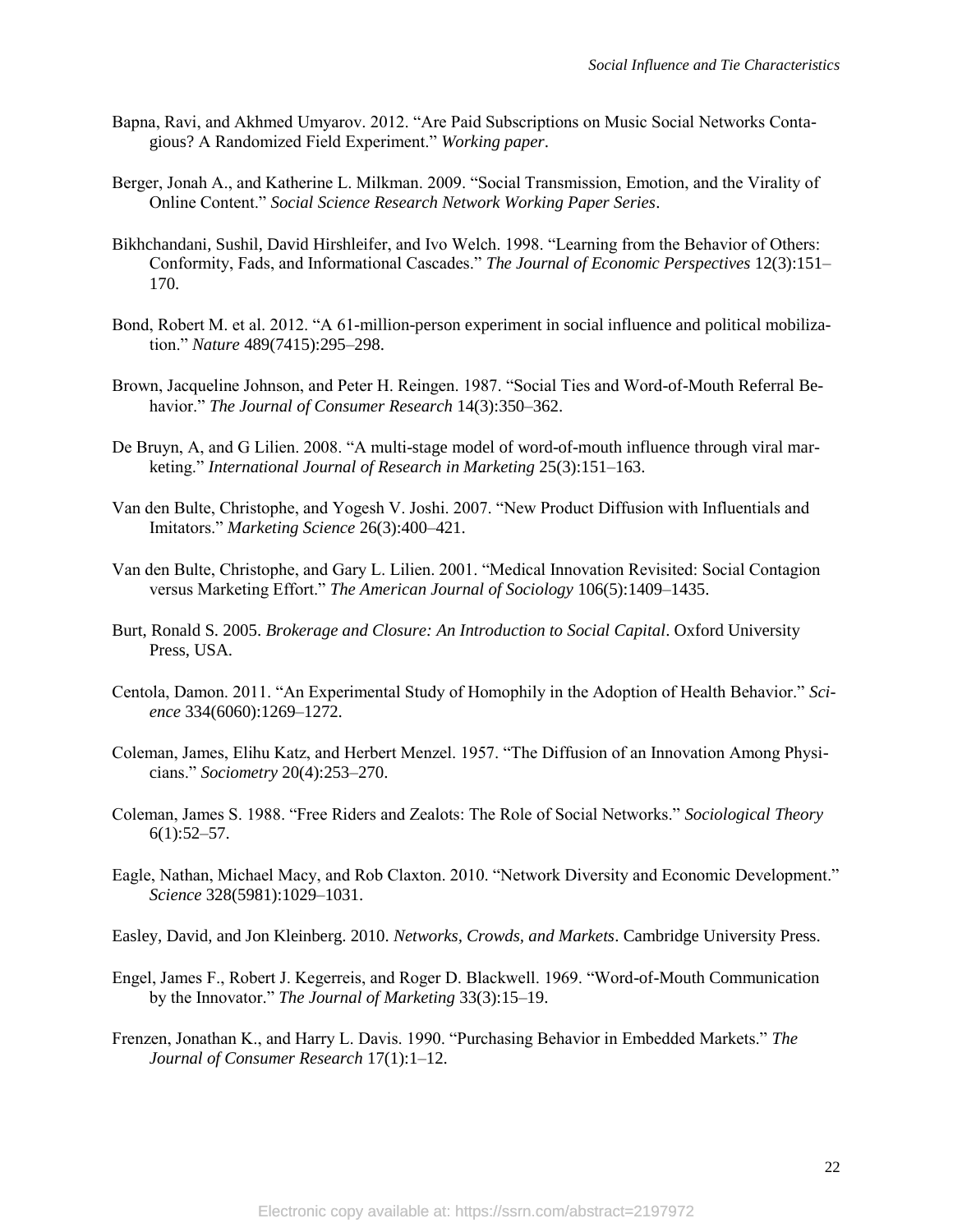Bapna, Ravi, and Akhmed Umyarov. 2012. "Are Paid Subscriptions on Music Social Networks Contagious? A Randomized Field Experiment." *Working paper*.

Berger, Jonah A., and Katherine L. Milkman. 2009. "Social Transmission, Emotion, and the Virality of Online Content." *Social Science Research Network Working Paper Series*.

Bikhchandani, Sushil, David Hirshleifer, and Ivo Welch. 1998. "Learning from the Behavior of Others: Conformity, Fads, and Informational Cascades." *The Journal of Economic Perspectives* 12(3):151–170.

Bond, Robert M. et al. 2012. "A 61-million-person experiment in social influence and political mobilization." *Nature* 489(7415):295–298.

Brown, Jacqueline Johnson, and Peter H. Reingen. 1987. "Social Ties and Word-of-Mouth Referral Behavior." *The Journal of Consumer Research* 14(3):350–362.

De Bruyn, A, and G Lilien. 2008. "A multi-stage model of word-of-mouth influence through viral marketing." *International Journal of Research in Marketing* 25(3):151–163.

Van den Bulte, Christophe, and Yogesh V. Joshi. 2007. "New Product Diffusion with Influentials and Imitators." *Marketing Science* 26(3):400–421.

Van den Bulte, Christophe, and Gary L. Lilien. 2001. "Medical Innovation Revisited: Social Contagion versus Marketing Effort." *The American Journal of Sociology* 106(5):1409–1435.

Burt, Ronald S. 2005. *Brokerage and Closure: An Introduction to Social Capital*. Oxford University Press, USA.

Centola, Damon. 2011. "An Experimental Study of Homophily in the Adoption of Health Behavior." *Science* 334(6060):1269–1272.

Coleman, James, Elihu Katz, and Herbert Menzel. 1957. "The Diffusion of an Innovation Among Physicians." *Sociometry* 20(4):253–270.

Coleman, James S. 1988. "Free Riders and Zealots: The Role of Social Networks." *Sociological Theory* 6(1):52–57.

Eagle, Nathan, Michael Macy, and Rob Claxton. 2010. "Network Diversity and Economic Development." *Science* 328(5981):1029–1031.

Easley, David, and Jon Kleinberg. 2010. *Networks, Crowds, and Markets*. Cambridge University Press.

Engel, James F., Robert J. Kegerreis, and Roger D. Blackwell. 1969. "Word-of-Mouth Communication by the Innovator." *The Journal of Marketing* 33(3):15–19.

Frenzen, Jonathan K., and Harry L. Davis. 1990. "Purchasing Behavior in Embedded Markets." *The Journal of Consumer Research* 17(1):1–12.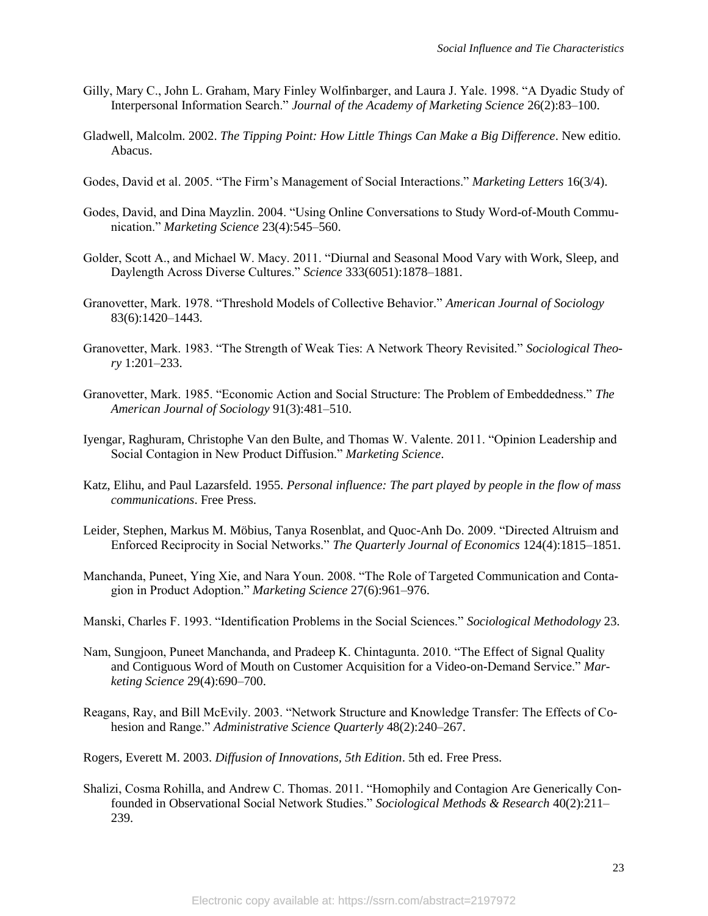Gilly, Mary C., John L. Graham, Mary Finley Wolfinbarger, and Laura J. Yale. 1998. "A Dyadic Study of Interpersonal Information Search." *Journal of the Academy of Marketing Science* 26(2):83–100.

Gladwell, Malcolm. 2002. *The Tipping Point: How Little Things Can Make a Big Difference*. New editio. Abacus.

Godes, David et al. 2005. "The Firm's Management of Social Interactions." *Marketing Letters* 16(3/4).

Godes, David, and Dina Mayzlin. 2004. "Using Online Conversations to Study Word-of-Mouth Communication." *Marketing Science* 23(4):545–560.

Golder, Scott A., and Michael W. Macy. 2011. "Diurnal and Seasonal Mood Vary with Work, Sleep, and Daylength Across Diverse Cultures." *Science* 333(6051):1878–1881.

Granovetter, Mark. 1978. "Threshold Models of Collective Behavior." *American Journal of Sociology* 83(6):1420–1443.

Granovetter, Mark. 1983. "The Strength of Weak Ties: A Network Theory Revisited." *Sociological Theory* 1:201–233.

Granovetter, Mark. 1985. "Economic Action and Social Structure: The Problem of Embeddedness." *The American Journal of Sociology* 91(3):481–510.

Iyengar, Raghuram, Christophe Van den Bulte, and Thomas W. Valente. 2011. "Opinion Leadership and Social Contagion in New Product Diffusion." *Marketing Science*.

Katz, Elihu, and Paul Lazarsfeld. 1955. *Personal influence: The part played by people in the flow of mass communications*. Free Press.

Leider, Stephen, Markus M. Möbius, Tanya Rosenblat, and Quoc-Anh Do. 2009. "Directed Altruism and Enforced Reciprocity in Social Networks." *The Quarterly Journal of Economics* 124(4):1815–1851.

Manchanda, Puneet, Ying Xie, and Nara Youn. 2008. "The Role of Targeted Communication and Contagion in Product Adoption." *Marketing Science* 27(6):961–976.

Manski, Charles F. 1993. "Identification Problems in the Social Sciences." *Sociological Methodology* 23.

Nam, Sungjoon, Puneet Manchanda, and Pradeep K. Chintagunta. 2010. "The Effect of Signal Quality and Contiguous Word of Mouth on Customer Acquisition for a Video-on-Demand Service." *Marketing Science* 29(4):690–700.

Reagans, Ray, and Bill McEvily. 2003. "Network Structure and Knowledge Transfer: The Effects of Cohesion and Range." *Administrative Science Quarterly* 48(2):240–267.

Rogers, Everett M. 2003. *Diffusion of Innovations, 5th Edition*. 5th ed. Free Press.

Shalizi, Cosma Rohilla, and Andrew C. Thomas. 2011. "Homophily and Contagion Are Generically Confounded in Observational Social Network Studies." *Sociological Methods & Research* 40(2):211–239.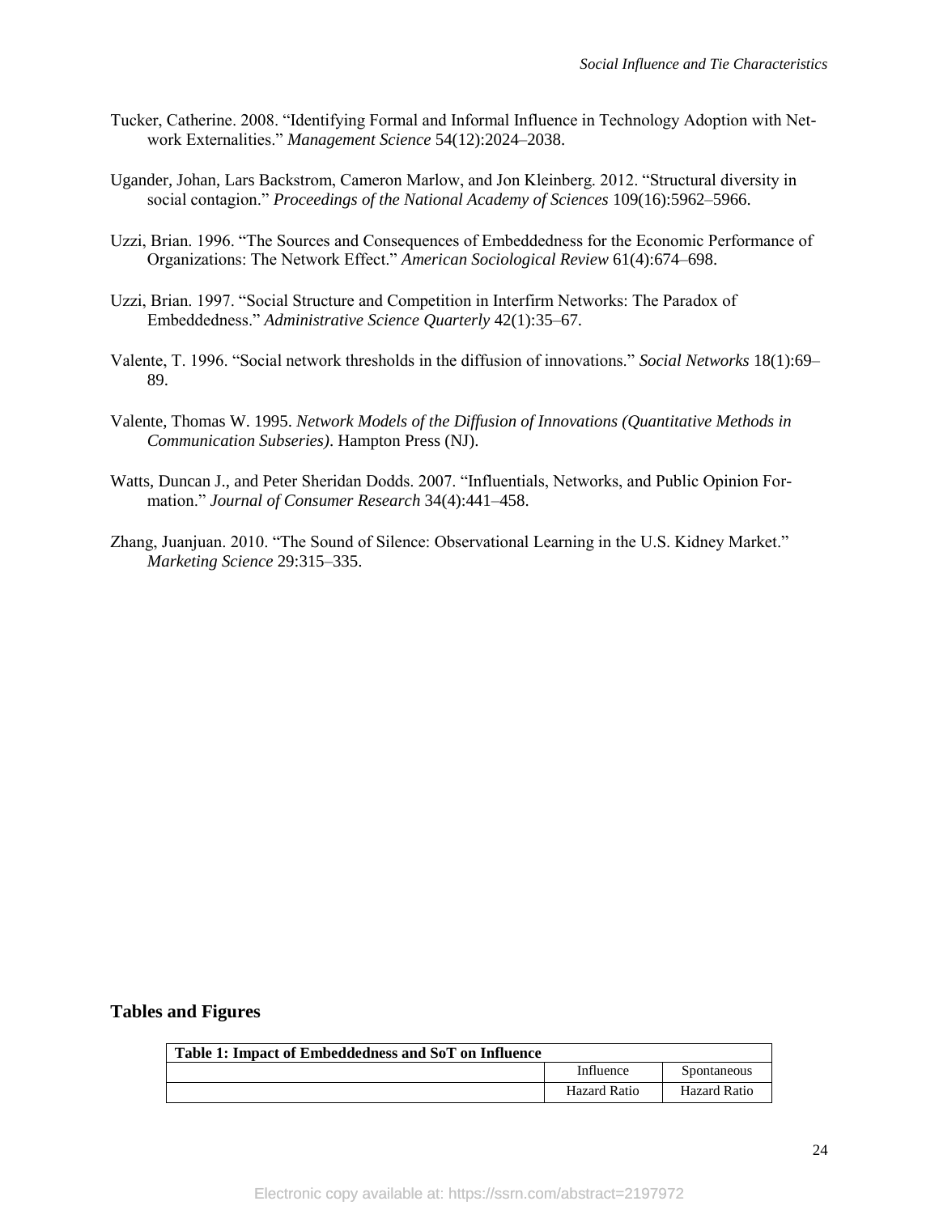Tucker, Catherine. 2008. "Identifying Formal and Informal Influence in Technology Adoption with Network Externalities." *Management Science* 54(12):2024–2038.

Ugander, Johan, Lars Backstrom, Cameron Marlow, and Jon Kleinberg. 2012. "Structural diversity in social contagion." *Proceedings of the National Academy of Sciences* 109(16):5962–5966.

Uzzi, Brian. 1996. "The Sources and Consequences of Embeddedness for the Economic Performance of Organizations: The Network Effect." *American Sociological Review* 61(4):674–698.

Uzzi, Brian. 1997. "Social Structure and Competition in Interfirm Networks: The Paradox of Embeddedness." *Administrative Science Quarterly* 42(1):35–67.

Valente, T. 1996. "Social network thresholds in the diffusion of innovations." *Social Networks* 18(1):69–89.

Valente, Thomas W. 1995. *Network Models of the Diffusion of Innovations (Quantitative Methods in Communication Subseries)*. Hampton Press (NJ).

Watts, Duncan J., and Peter Sheridan Dodds. 2007. "Influentials, Networks, and Public Opinion Formation." *Journal of Consumer Research* 34(4):441–458.

Zhang, Juanjuan. 2010. "The Sound of Silence: Observational Learning in the U.S. Kidney Market." *Marketing Science* 29:315–335.

## Tables and Figures

| **Table 1: Impact of Embeddedness and SoT on Influence** | | |
|---|---|---|
| | Influence | Spontaneous |
| | Hazard Ratio | Hazard Ratio |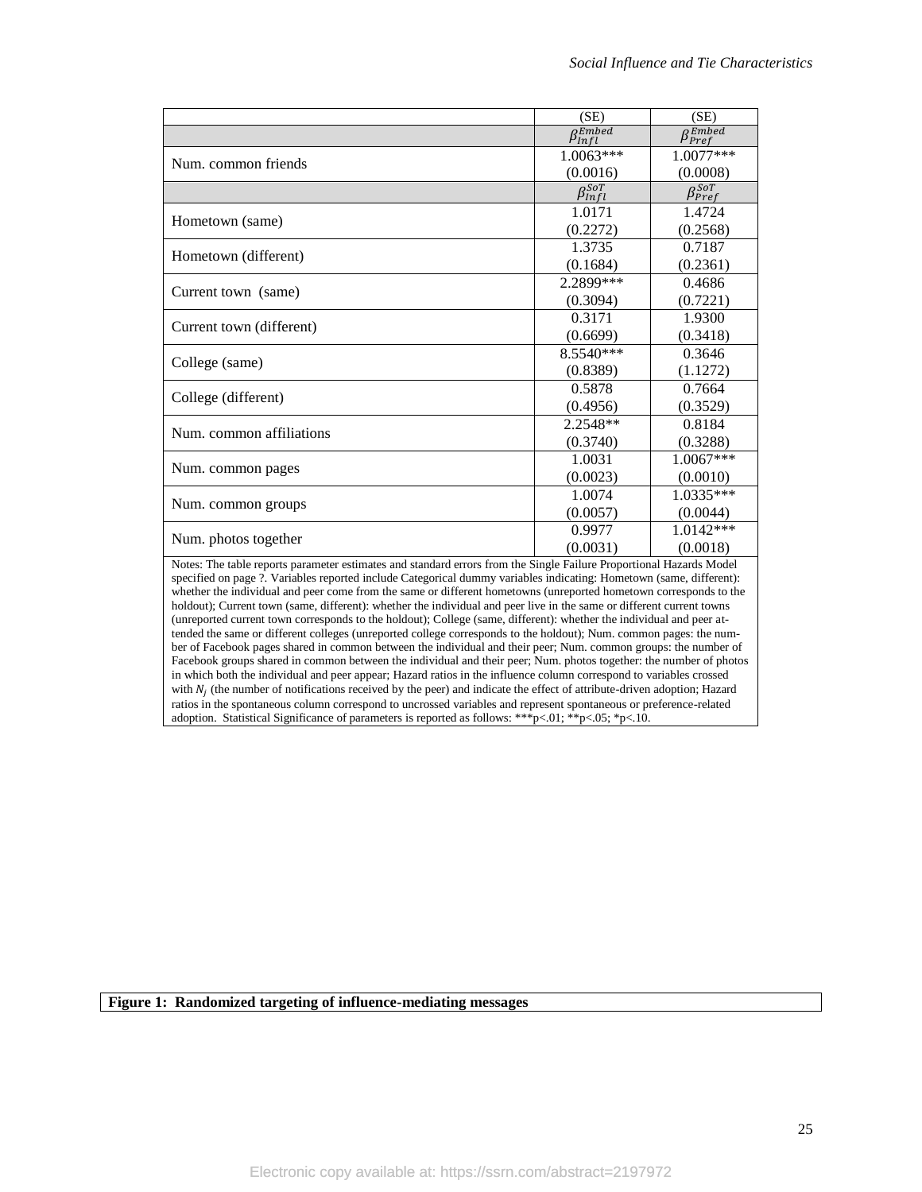| | (SE) | (SE) |
|---|---|---|
| | $\beta_{Infl}^{Embed}$ | $\beta_{Pref}^{Embed}$ |
| Num. common friends | 1.0063*** (0.0016) | 1.0077*** (0.0008) |
| | $\beta_{Infl}^{SoT}$ | $\beta_{Pref}^{SoT}$ |
| Hometown (same) | 1.0171 (0.2272) | 1.4724 (0.2568) |
| Hometown (different) | 1.3735 (0.1684) | 0.7187 (0.2361) |
| Current town (same) | 2.2899*** (0.3094) | 0.4686 (0.7221) |
| Current town (different) | 0.3171 (0.6699) | 1.9300 (0.3418) |
| College (same) | 8.5540*** (0.8389) | 0.3646 (1.1272) |
| College (different) | 0.5878 (0.4956) | 0.7664 (0.3529) |
| Num. common affiliations | 2.2548** (0.3740) | 0.8184 (0.3288) |
| Num. common pages | 1.0031 (0.0023) | 1.0067*** (0.0010) |
| Num. common groups | 1.0074 (0.0057) | 1.0335*** (0.0044) |
| Num. photos together | 0.9977 (0.0031) | 1.0142*** (0.0018) |

Notes: The table reports parameter estimates and standard errors from the Single Failure Proportional Hazards Model specified on page ?. Variables reported include Categorical dummy variables indicating: Hometown (same, different): whether the individual and peer come from the same or different hometowns (unreported hometown corresponds to the holdout); Current town (same, different): whether the individual and peer live in the same or different current towns (unreported current town corresponds to the holdout); College (same, different): whether the individual and peer attended the same or different colleges (unreported college corresponds to the holdout); Num. common pages: the number of Facebook pages shared in common between the individual and their peer; Num. common groups: the number of Facebook groups shared in common between the individual and their peer; Num. photos together: the number of photos in which both the individual and peer appear; Hazard ratios in the influence column correspond to variables crossed with $N_j$ (the number of notifications received by the peer) and indicate the effect of attribute-driven adoption; Hazard ratios in the spontaneous column correspond to uncrossed variables and represent spontaneous or preference-related adoption. Statistical Significance of parameters is reported as follows: ***p<.01; **p<.05; *p<.10.

**Figure 1: Randomized targeting of influence-mediating messages**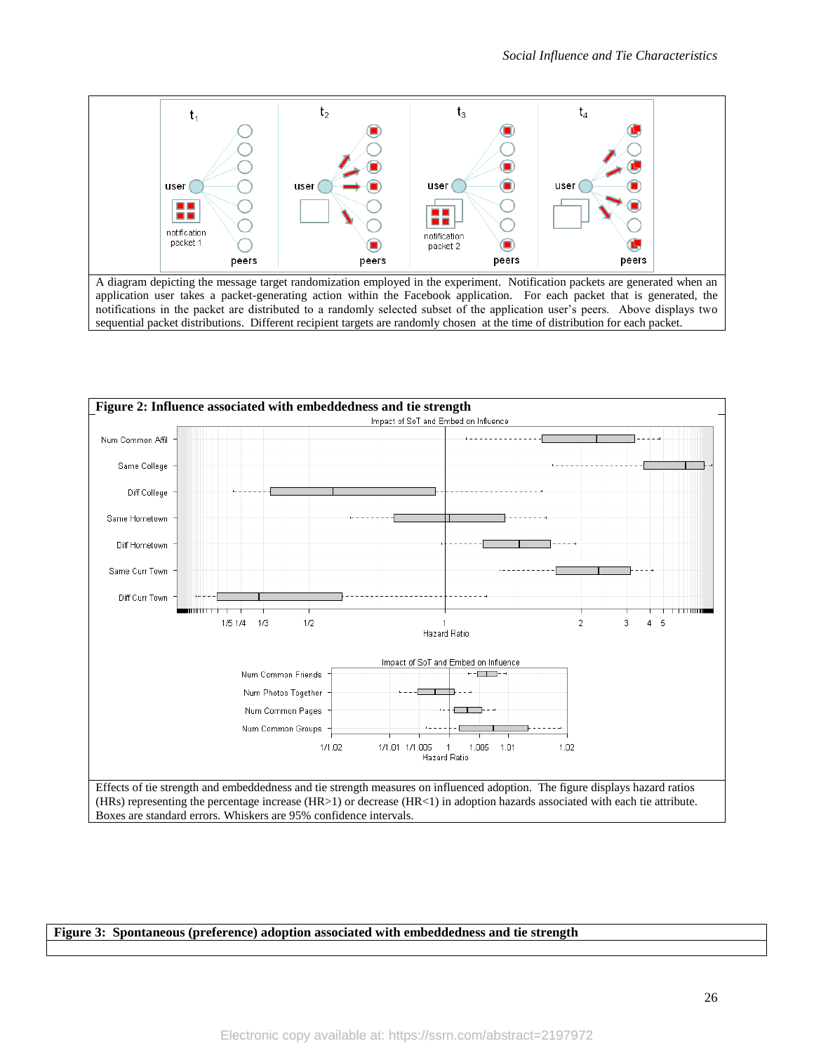A diagram depicting the message target randomization employed in the experiment. Notification packets are generated when an application user takes a packet-generating action within the Facebook application. For each packet that is generated, the notifications in the packet are distributed to a randomly selected subset of the application user's peers. Above displays two sequential packet distributions. Different recipient targets are randomly chosen at the time of distribution for each packet.

**Figure 2: Influence associated with embeddedness and tie strength**

Effects of tie strength and embeddedness and tie strength measures on influenced adoption. The figure displays hazard ratios (HRs) representing the percentage increase (HR>1) or decrease (HR<1) in adoption hazards associated with each tie attribute. Boxes are standard errors. Whiskers are 95% confidence intervals.

**Figure 3: Spontaneous (preference) adoption associated with embeddedness and tie strength**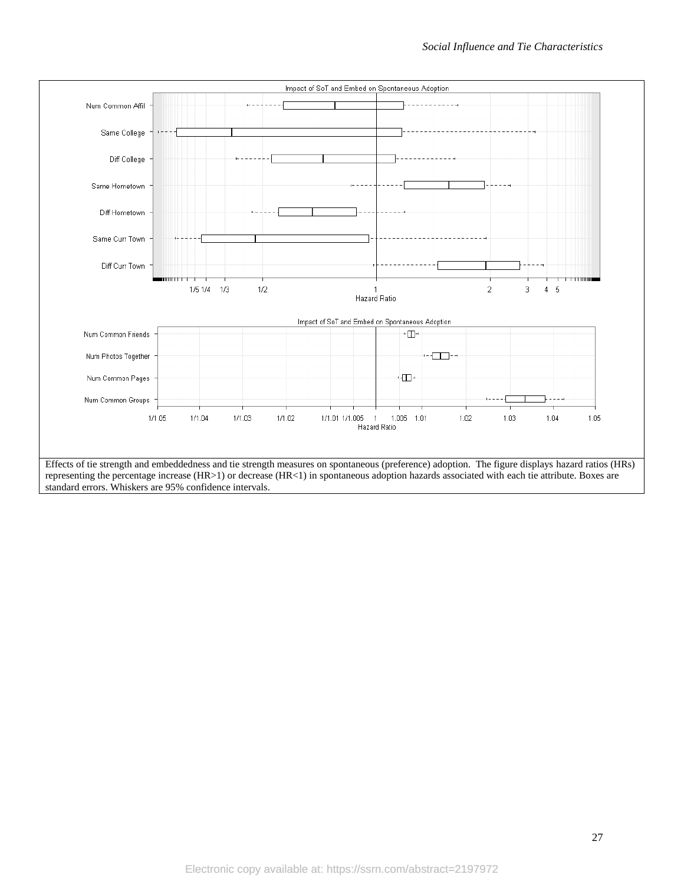Impact of SoT and Embed on Spontaneous Adoption

Num Common Affil

Same College

Diff College

Same Hometown

Diff Hometown

Same Curr Town

Diff Curr Town

1/5 1/4 1/3 1/2 1 2 3 4 5

Hazard Ratio

Impact of SoT and Embed on Spontaneous Adoption

Num Common Friends

Num Photos Together

Num Common Pages

Num Common Groups

1/1.05 1/1.04 1/1.03 1/1.02 1/1.01 1/1.005 1 1.005 1.01 1.02 1.03 1.04 1.05

Hazard Ratio

Effects of tie strength and embeddedness and tie strength measures on spontaneous (preference) adoption. The figure displays hazard ratios (HRs) representing the percentage increase (HR>1) or decrease (HR<1) in spontaneous adoption hazards associated with each tie attribute. Boxes are standard errors. Whiskers are 95% confidence intervals.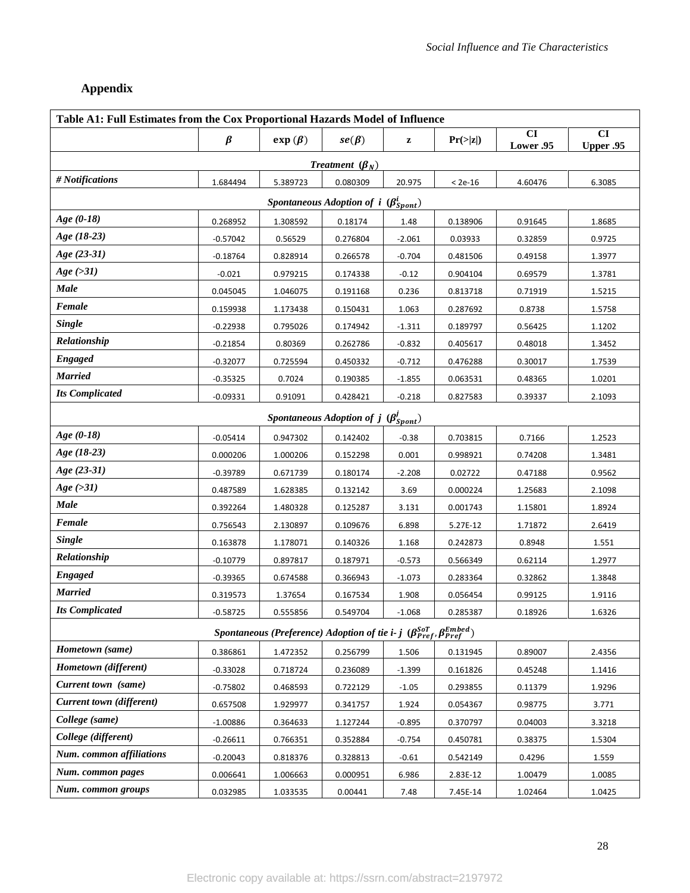## Appendix

| Table A1: Full Estimates from the Cox Proportional Hazards Model of Influence | | | | | | | |
|---|---|---|---|---|---|---|---|
| | $\boldsymbol{\beta}$ | $\exp(\boldsymbol{\beta})$ | $se(\boldsymbol{\beta})$ | z | Pr(>\|z\|) | CI Lower .95 | CI Upper .95 |
| ***Treatment*** $(\boldsymbol{\beta_N})$ | | | | | | | |
| *# Notifications* | 1.684494 | 5.389723 | 0.080309 | 20.975 | < 2e-16 | 4.60476 | 6.3085 |
| ***Spontaneous Adoption of i*** $(\boldsymbol{\beta^i_{Spont}})$ | | | | | | | |
| *Age (0-18)* | 0.268952 | 1.308592 | 0.18174 | 1.48 | 0.138906 | 0.91645 | 1.8685 |
| *Age (18-23)* | -0.57042 | 0.56529 | 0.276804 | -2.061 | 0.03933 | 0.32859 | 0.9725 |
| *Age (23-31)* | -0.18764 | 0.828914 | 0.266578 | -0.704 | 0.481506 | 0.49158 | 1.3977 |
| *Age (>31)* | -0.021 | 0.979215 | 0.174338 | -0.12 | 0.904104 | 0.69579 | 1.3781 |
| *Male* | 0.045045 | 1.046075 | 0.191168 | 0.236 | 0.813718 | 0.71919 | 1.5215 |
| *Female* | 0.159938 | 1.173438 | 0.150431 | 1.063 | 0.287692 | 0.8738 | 1.5758 |
| *Single* | -0.22938 | 0.795026 | 0.174942 | -1.311 | 0.189797 | 0.56425 | 1.1202 |
| *Relationship* | -0.21854 | 0.80369 | 0.262786 | -0.832 | 0.405617 | 0.48018 | 1.3452 |
| *Engaged* | -0.32077 | 0.725594 | 0.450332 | -0.712 | 0.476288 | 0.30017 | 1.7539 |
| *Married* | -0.35325 | 0.7024 | 0.190385 | -1.855 | 0.063531 | 0.48365 | 1.0201 |
| *Its Complicated* | -0.09331 | 0.91091 | 0.428421 | -0.218 | 0.827583 | 0.39337 | 2.1093 |
| ***Spontaneous Adoption of j*** $(\boldsymbol{\beta^j_{Spont}})$ | | | | | | | |
| *Age (0-18)* | -0.05414 | 0.947302 | 0.142402 | -0.38 | 0.703815 | 0.7166 | 1.2523 |
| *Age (18-23)* | 0.000206 | 1.000206 | 0.152298 | 0.001 | 0.998921 | 0.74208 | 1.3481 |
| *Age (23-31)* | -0.39789 | 0.671739 | 0.180174 | -2.208 | 0.02722 | 0.47188 | 0.9562 |
| *Age (>31)* | 0.487589 | 1.628385 | 0.132142 | 3.69 | 0.000224 | 1.25683 | 2.1098 |
| *Male* | 0.392264 | 1.480328 | 0.125287 | 3.131 | 0.001743 | 1.15801 | 1.8924 |
| *Female* | 0.756543 | 2.130897 | 0.109676 | 6.898 | 5.27E-12 | 1.71872 | 2.6419 |
| *Single* | 0.163878 | 1.178071 | 0.140326 | 1.168 | 0.242873 | 0.8948 | 1.551 |
| *Relationship* | -0.10779 | 0.897817 | 0.187971 | -0.573 | 0.566349 | 0.62114 | 1.2977 |
| *Engaged* | -0.39365 | 0.674588 | 0.366943 | -1.073 | 0.283364 | 0.32862 | 1.3848 |
| *Married* | 0.319573 | 1.37654 | 0.167534 | 1.908 | 0.056454 | 0.99125 | 1.9116 |
| *Its Complicated* | -0.58725 | 0.555856 | 0.549704 | -1.068 | 0.285387 | 0.18926 | 1.6326 |
| ***Spontaneous (Preference) Adoption of tie i- j*** $(\boldsymbol{\beta^{SoT}_{Pref}}, \boldsymbol{\beta^{Embed}_{Pref}})$ | | | | | | | |
| *Hometown (same)* | 0.386861 | 1.472352 | 0.256799 | 1.506 | 0.131945 | 0.89007 | 2.4356 |
| *Hometown (different)* | -0.33028 | 0.718724 | 0.236089 | -1.399 | 0.161826 | 0.45248 | 1.1416 |
| *Current town (same)* | -0.75802 | 0.468593 | 0.722129 | -1.05 | 0.293855 | 0.11379 | 1.9296 |
| *Current town (different)* | 0.657508 | 1.929977 | 0.341757 | 1.924 | 0.054367 | 0.98775 | 3.771 |
| *College (same)* | -1.00886 | 0.364633 | 1.127244 | -0.895 | 0.370797 | 0.04003 | 3.3218 |
| *College (different)* | -0.26611 | 0.766351 | 0.352884 | -0.754 | 0.450781 | 0.38375 | 1.5304 |
| *Num. common affiliations* | -0.20043 | 0.818376 | 0.328813 | -0.61 | 0.542149 | 0.4296 | 1.559 |
| *Num. common pages* | 0.006641 | 1.006663 | 0.000951 | 6.986 | 2.83E-12 | 1.00479 | 1.0085 |
| *Num. common groups* | 0.032985 | 1.033535 | 0.00441 | 7.48 | 7.45E-14 | 1.02464 | 1.0425 |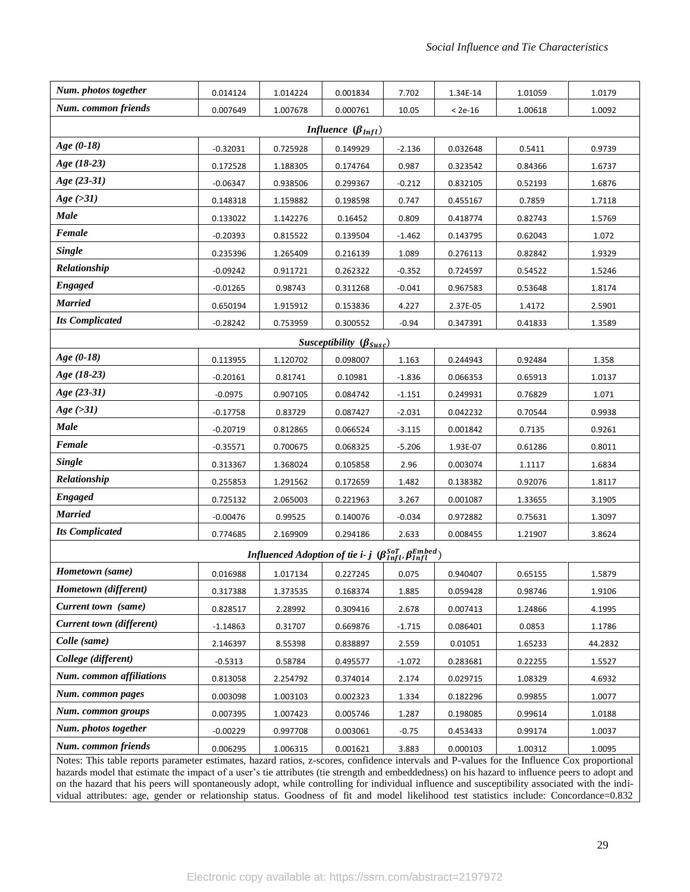| | | | | | | | |
|---|---|---|---|---|---|---|---|
| ***Num. photos together*** | 0.014124 | 1.014224 | 0.001834 | 7.702 | 1.34E-14 | 1.01059 | 1.0179 |
| ***Num. common friends*** | 0.007649 | 1.007678 | 0.000761 | 10.05 | < 2e-16 | 1.00618 | 1.0092 |
| ***Influence*** $(\boldsymbol{\beta}_{\boldsymbol{Infl}})$ | | | | | | | |
| ***Age (0-18)*** | -0.32031 | 0.725928 | 0.149929 | -2.136 | 0.032648 | 0.5411 | 0.9739 |
| ***Age (18-23)*** | 0.172528 | 1.188305 | 0.174764 | 0.987 | 0.323542 | 0.84366 | 1.6737 |
| ***Age (23-31)*** | -0.06347 | 0.938506 | 0.299367 | -0.212 | 0.832105 | 0.52193 | 1.6876 |
| ***Age (>31)*** | 0.148318 | 1.159882 | 0.198598 | 0.747 | 0.455167 | 0.7859 | 1.7118 |
| ***Male*** | 0.133022 | 1.142276 | 0.16452 | 0.809 | 0.418774 | 0.82743 | 1.5769 |
| ***Female*** | -0.20393 | 0.815522 | 0.139504 | -1.462 | 0.143795 | 0.62043 | 1.072 |
| ***Single*** | 0.235396 | 1.265409 | 0.216139 | 1.089 | 0.276113 | 0.82842 | 1.9329 |
| ***Relationship*** | -0.09242 | 0.911721 | 0.262322 | -0.352 | 0.724597 | 0.54522 | 1.5246 |
| ***Engaged*** | -0.01265 | 0.98743 | 0.311268 | -0.041 | 0.967583 | 0.53648 | 1.8174 |
| ***Married*** | 0.650194 | 1.915912 | 0.153836 | 4.227 | 2.37E-05 | 1.4172 | 2.5901 |
| ***Its Complicated*** | -0.28242 | 0.753959 | 0.300552 | -0.94 | 0.347391 | 0.41833 | 1.3589 |
| ***Susceptibility*** $(\boldsymbol{\beta}_{\boldsymbol{Susc}})$ | | | | | | | |
| ***Age (0-18)*** | 0.113955 | 1.120702 | 0.098007 | 1.163 | 0.244943 | 0.92484 | 1.358 |
| ***Age (18-23)*** | -0.20161 | 0.81741 | 0.10981 | -1.836 | 0.066353 | 0.65913 | 1.0137 |
| ***Age (23-31)*** | -0.0975 | 0.907105 | 0.084742 | -1.151 | 0.249931 | 0.76829 | 1.071 |
| ***Age (>31)*** | -0.17758 | 0.83729 | 0.087427 | -2.031 | 0.042232 | 0.70544 | 0.9938 |
| ***Male*** | -0.20719 | 0.812865 | 0.066524 | -3.115 | 0.001842 | 0.7135 | 0.9261 |
| ***Female*** | -0.35571 | 0.700675 | 0.068325 | -5.206 | 1.93E-07 | 0.61286 | 0.8011 |
| ***Single*** | 0.313367 | 1.368024 | 0.105858 | 2.96 | 0.003074 | 1.1117 | 1.6834 |
| ***Relationship*** | 0.255853 | 1.291562 | 0.172659 | 1.482 | 0.138382 | 0.92076 | 1.8117 |
| ***Engaged*** | 0.725132 | 2.065003 | 0.221963 | 3.267 | 0.001087 | 1.33655 | 3.1905 |
| ***Married*** | -0.00476 | 0.99525 | 0.140076 | -0.034 | 0.972882 | 0.75631 | 1.3097 |
| ***Its Complicated*** | 0.774685 | 2.169909 | 0.294186 | 2.633 | 0.008455 | 1.21907 | 3.8624 |
| ***Influenced Adoption of tie i- j*** $(\boldsymbol{\beta}_{\boldsymbol{Infl}}^{\boldsymbol{SoT}}, \boldsymbol{\beta}_{\boldsymbol{Infl}}^{\boldsymbol{Embed}})$ | | | | | | | |
| ***Hometown (same)*** | 0.016988 | 1.017134 | 0.227245 | 0.075 | 0.940407 | 0.65155 | 1.5879 |
| ***Hometown (different)*** | 0.317388 | 1.373535 | 0.168374 | 1.885 | 0.059428 | 0.98746 | 1.9106 |
| ***Current town (same)*** | 0.828517 | 2.28992 | 0.309416 | 2.678 | 0.007413 | 1.24866 | 4.1995 |
| ***Current town (different)*** | -1.14863 | 0.31707 | 0.669876 | -1.715 | 0.086401 | 0.0853 | 1.1786 |
| ***Colle (same)*** | 2.146397 | 8.55398 | 0.838897 | 2.559 | 0.01051 | 1.65233 | 44.2832 |
| ***College (different)*** | -0.5313 | 0.58784 | 0.495577 | -1.072 | 0.283681 | 0.22255 | 1.5527 |
| ***Num. common affiliations*** | 0.813058 | 2.254792 | 0.374014 | 2.174 | 0.029715 | 1.08329 | 4.6932 |
| ***Num. common pages*** | 0.003098 | 1.003103 | 0.002323 | 1.334 | 0.182296 | 0.99855 | 1.0077 |
| ***Num. common groups*** | 0.007395 | 1.007423 | 0.005746 | 1.287 | 0.198085 | 0.99614 | 1.0188 |
| ***Num. photos together*** | -0.00229 | 0.997708 | 0.003061 | -0.75 | 0.453433 | 0.99174 | 1.0037 |
| ***Num. common friends*** | 0.006295 | 1.006315 | 0.001621 | 3.883 | 0.000103 | 1.00312 | 1.0095 |

Notes: This table reports parameter estimates, hazard ratios, z-scores, confidence intervals and P-values for the Influence Cox proportional hazards model that estimate the impact of a user's tie attributes (tie strength and embeddedness) on his hazard to influence peers to adopt and on the hazard that his peers will spontaneously adopt, while controlling for individual influence and susceptibility associated with the individual attributes: age, gender or relationship status. Goodness of fit and model likelihood test statistics include: Concordance=0.832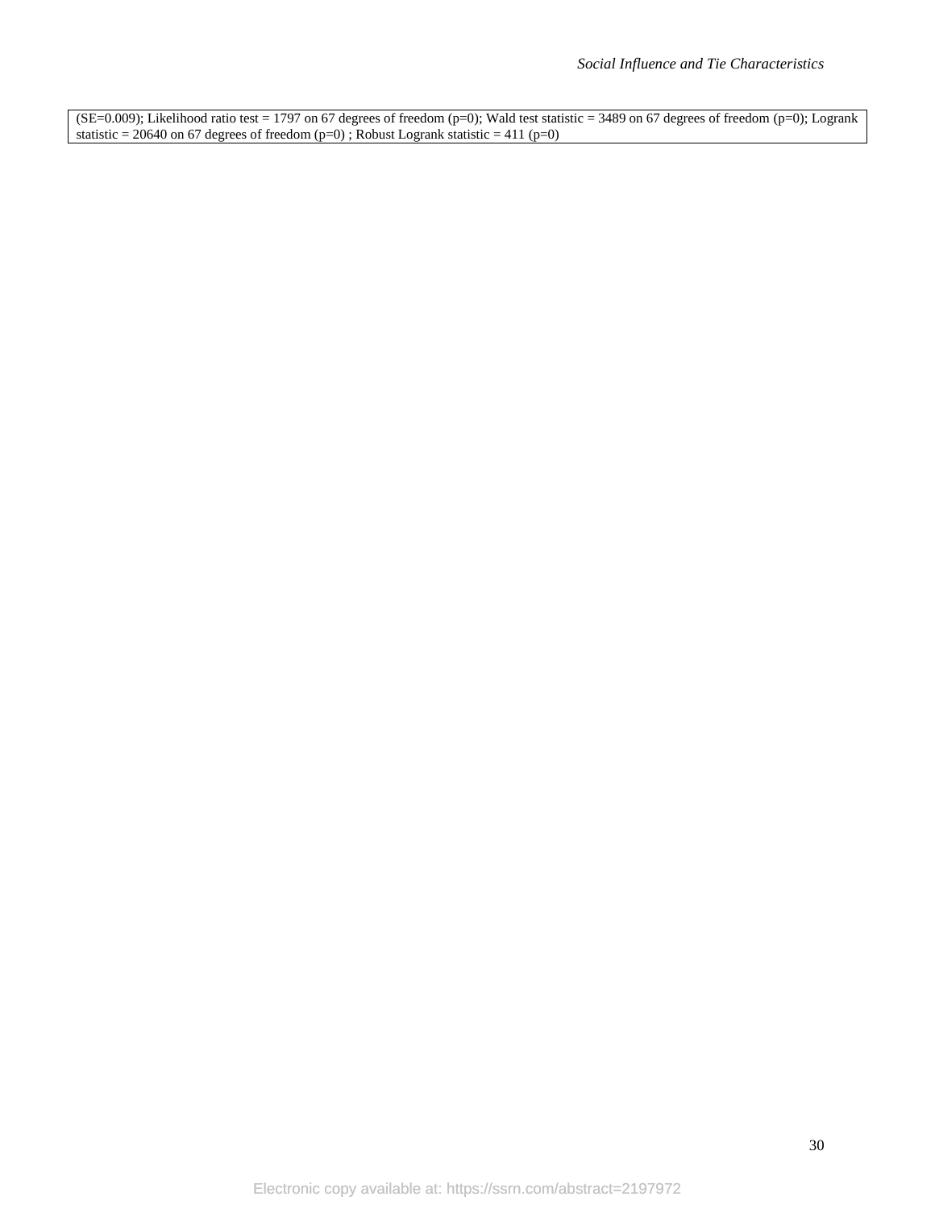(SE=0.009); Likelihood ratio test = 1797 on 67 degrees of freedom (p=0); Wald test statistic = 3489 on 67 degrees of freedom (p=0); Logrank statistic = 20640 on 67 degrees of freedom (p=0) ; Robust Logrank statistic = 411 (p=0)